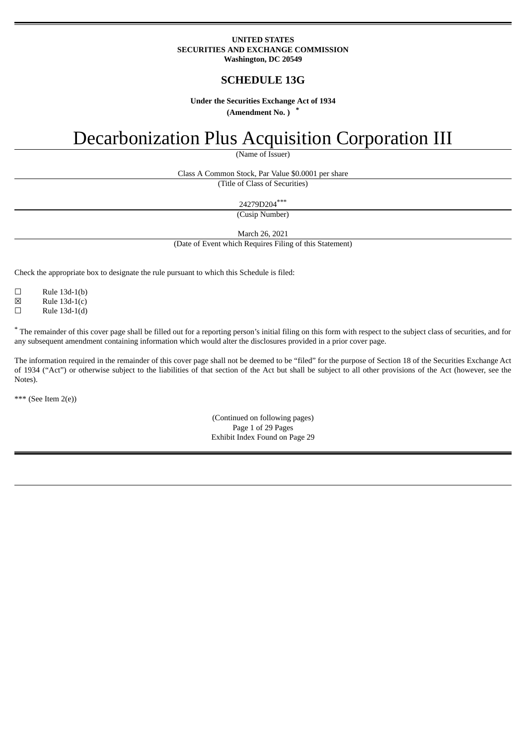**UNITED STATES**
**SECURITIES AND EXCHANGE COMMISSION**
**Washington, DC 20549**

# SCHEDULE 13G

**Under the Securities Exchange Act of 1934**
**(Amendment No. )** *

# Decarbonization Plus Acquisition Corporation III

(Name of Issuer)

Class A Common Stock, Par Value $0.0001 per share

(Title of Class of Securities)

24279D204***

(Cusip Number)

March 26, 2021

(Date of Event which Requires Filing of this Statement)

Check the appropriate box to designate the rule pursuant to which this Schedule is filed:

☐ Rule 13d-1(b)
☒ Rule 13d-1(c)
☐ Rule 13d-1(d)

* The remainder of this cover page shall be filled out for a reporting person's initial filing on this form with respect to the subject class of securities, and for any subsequent amendment containing information which would alter the disclosures provided in a prior cover page.

The information required in the remainder of this cover page shall not be deemed to be "filed" for the purpose of Section 18 of the Securities Exchange Act of 1934 ("Act") or otherwise subject to the liabilities of that section of the Act but shall be subject to all other provisions of the Act (however, see the Notes).

*** (See Item 2(e))

(Continued on following pages)
Page 1 of 29 Pages
Exhibit Index Found on Page 29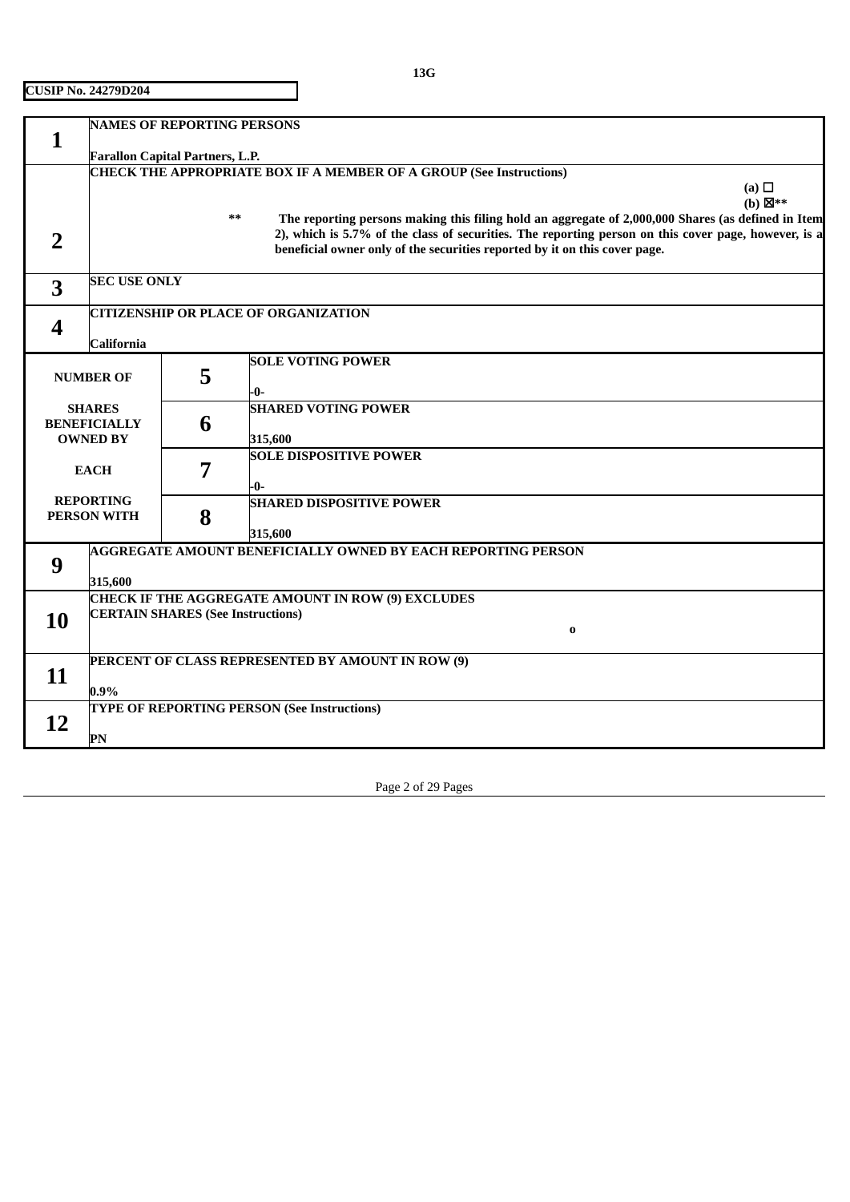13G

**CUSIP No. 24279D204**

| | | | |
|---|---|---|---|
| **1** | **NAMES OF REPORTING PERSONS**<br><br>**Farallon Capital Partners, L.P.** | | |
| **2** | **CHECK THE APPROPRIATE BOX IF A MEMBER OF A GROUP (See Instructions)**<br>(a) ☐<br>(b) ☒**<br><br>** The reporting persons making this filing hold an aggregate of 2,000,000 Shares (as defined in Item 2), which is 5.7% of the class of securities. The reporting person on this cover page, however, is a beneficial owner only of the securities reported by it on this cover page. | | |
| **3** | **SEC USE ONLY** | | |
| **4** | **CITIZENSHIP OR PLACE OF ORGANIZATION**<br><br>**California** | | |
| **NUMBER OF SHARES BENEFICIALLY OWNED BY EACH REPORTING PERSON WITH** | **5** | **SOLE VOTING POWER**<br><br>**-0-** | |
| | **6** | **SHARED VOTING POWER**<br><br>**315,600** | |
| | **7** | **SOLE DISPOSITIVE POWER**<br><br>**-0-** | |
| | **8** | **SHARED DISPOSITIVE POWER**<br><br>**315,600** | |
| **9** | **AGGREGATE AMOUNT BENEFICIALLY OWNED BY EACH REPORTING PERSON**<br><br>**315,600** | | |
| **10** | **CHECK IF THE AGGREGATE AMOUNT IN ROW (9) EXCLUDES CERTAIN SHARES (See Instructions)**<br>o | | |
| **11** | **PERCENT OF CLASS REPRESENTED BY AMOUNT IN ROW (9)**<br><br>**0.9%** | | |
| **12** | **TYPE OF REPORTING PERSON (See Instructions)**<br><br>**PN** | | |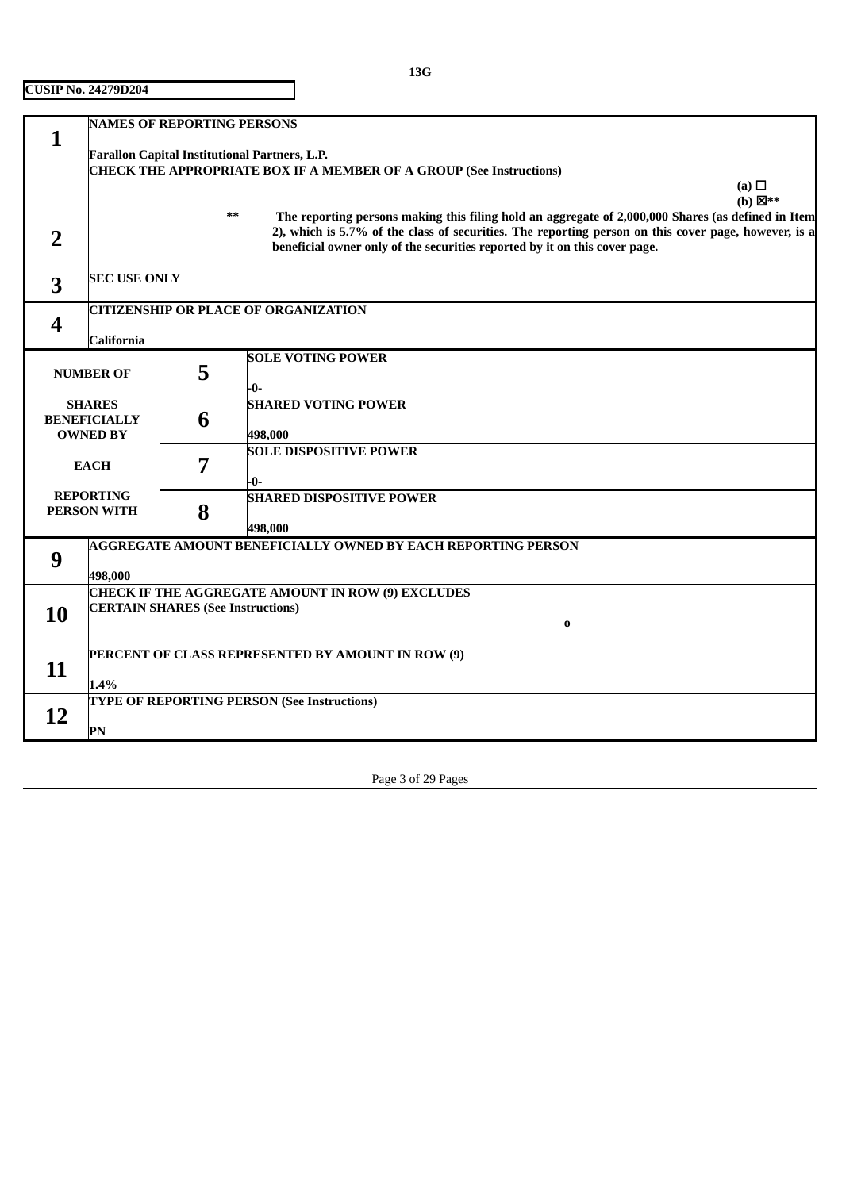13G

CUSIP No. 24279D204

| | | | |
|---|---|---|---|
| **1** | **NAMES OF REPORTING PERSONS**<br><br>**Farallon Capital Institutional Partners, L.P.** | | |
| **2** | **CHECK THE APPROPRIATE BOX IF A MEMBER OF A GROUP (See Instructions)**<br>**(a) ☐**<br>**(b) ☒\*\***<br>**\*\* The reporting persons making this filing hold an aggregate of 2,000,000 Shares (as defined in Item 2), which is 5.7% of the class of securities. The reporting person on this cover page, however, is a beneficial owner only of the securities reported by it on this cover page.** | | |
| **3** | **SEC USE ONLY** | | |
| **4** | **CITIZENSHIP OR PLACE OF ORGANIZATION**<br><br>**California** | | |
| **NUMBER OF SHARES BENEFICIALLY OWNED BY EACH REPORTING PERSON WITH** | **5** | **SOLE VOTING POWER**<br><br>**-0-** | |
| | **6** | **SHARED VOTING POWER**<br><br>**498,000** | |
| | **7** | **SOLE DISPOSITIVE POWER**<br><br>**-0-** | |
| | **8** | **SHARED DISPOSITIVE POWER**<br><br>**498,000** | |
| **9** | **AGGREGATE AMOUNT BENEFICIALLY OWNED BY EACH REPORTING PERSON**<br><br>**498,000** | | |
| **10** | **CHECK IF THE AGGREGATE AMOUNT IN ROW (9) EXCLUDES CERTAIN SHARES (See Instructions)**<br>**o** | | |
| **11** | **PERCENT OF CLASS REPRESENTED BY AMOUNT IN ROW (9)**<br><br>**1.4%** | | |
| **12** | **TYPE OF REPORTING PERSON (See Instructions)**<br><br>**PN** | | |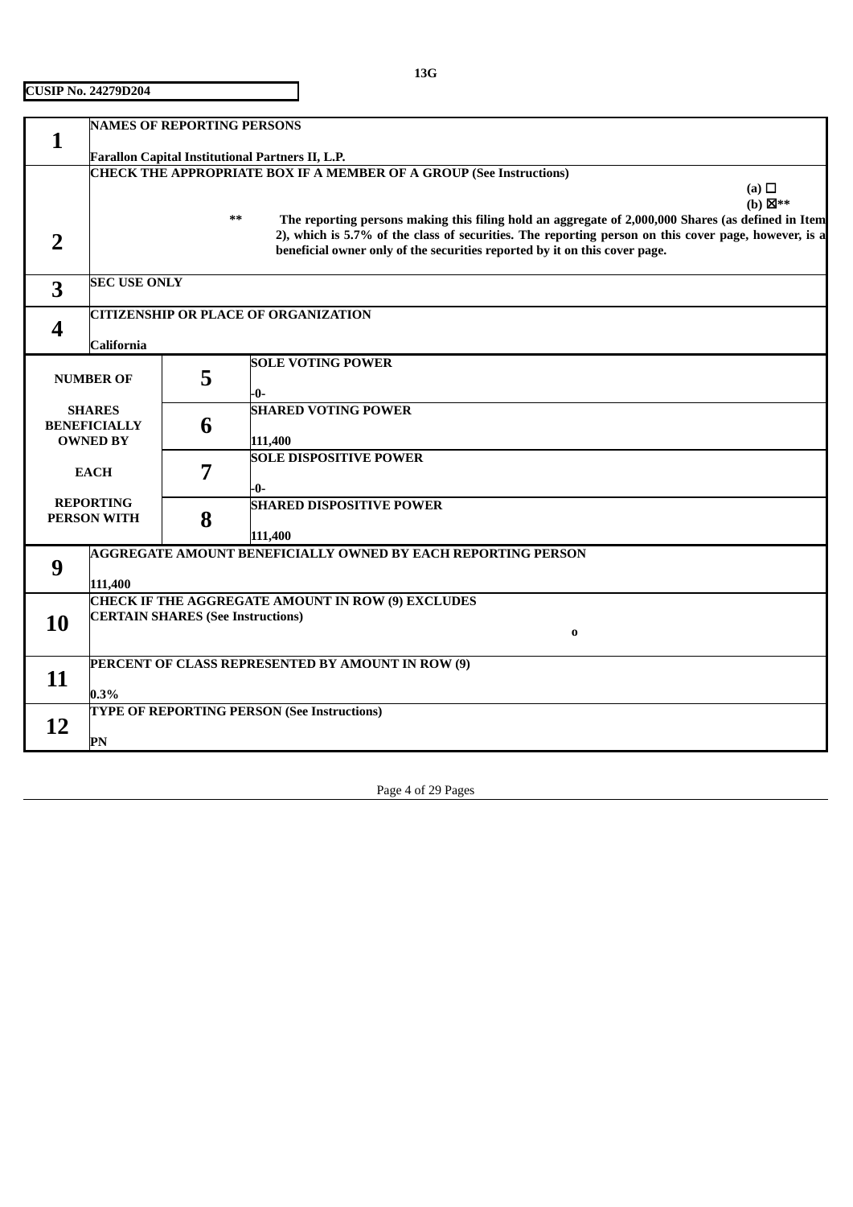13G

**CUSIP No. 24279D204**

| | | | |
|---|---|---|---|
| **1** | **NAMES OF REPORTING PERSONS**<br><br>**Farallon Capital Institutional Partners II, L.P.** | | |
| **2** | **CHECK THE APPROPRIATE BOX IF A MEMBER OF A GROUP (See Instructions)**<br>(a) ☐<br>(b) ☒**<br><br>** The reporting persons making this filing hold an aggregate of 2,000,000 Shares (as defined in Item 2), which is 5.7% of the class of securities. The reporting person on this cover page, however, is a beneficial owner only of the securities reported by it on this cover page. | | |
| **3** | **SEC USE ONLY** | | |
| **4** | **CITIZENSHIP OR PLACE OF ORGANIZATION**<br><br>**California** | | |
| **NUMBER OF SHARES BENEFICIALLY OWNED BY EACH REPORTING PERSON WITH** | **5** | **SOLE VOTING POWER**<br><br>-0- | |
| | **6** | **SHARED VOTING POWER**<br><br>111,400 | |
| | **7** | **SOLE DISPOSITIVE POWER**<br><br>-0- | |
| | **8** | **SHARED DISPOSITIVE POWER**<br><br>111,400 | |
| **9** | **AGGREGATE AMOUNT BENEFICIALLY OWNED BY EACH REPORTING PERSON**<br><br>111,400 | | |
| **10** | **CHECK IF THE AGGREGATE AMOUNT IN ROW (9) EXCLUDES CERTAIN SHARES (See Instructions)**<br>o | | |
| **11** | **PERCENT OF CLASS REPRESENTED BY AMOUNT IN ROW (9)**<br><br>0.3% | | |
| **12** | **TYPE OF REPORTING PERSON (See Instructions)**<br><br>PN | | |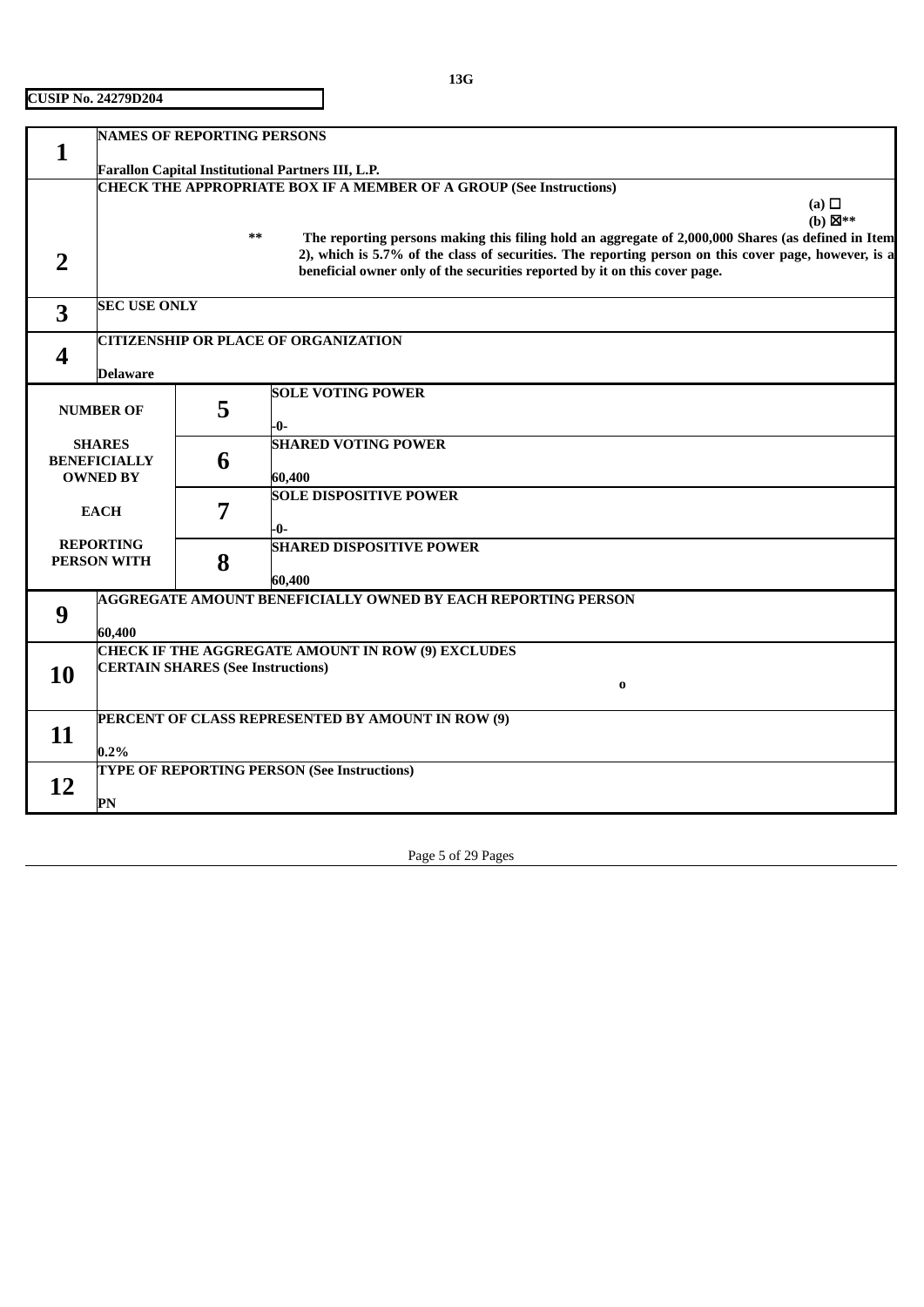13G

**CUSIP No. 24279D204**

| | | | |
|---|---|---|---|
| **1** | **NAMES OF REPORTING PERSONS**<br><br>**Farallon Capital Institutional Partners III, L.P.** | | |
| **2** | **CHECK THE APPROPRIATE BOX IF A MEMBER OF A GROUP (See Instructions)**<br>(a) ☐<br>(b) ☒**<br><br>** The reporting persons making this filing hold an aggregate of 2,000,000 Shares (as defined in Item 2), which is 5.7% of the class of securities. The reporting person on this cover page, however, is a beneficial owner only of the securities reported by it on this cover page. | | |
| **3** | **SEC USE ONLY** | | |
| **4** | **CITIZENSHIP OR PLACE OF ORGANIZATION**<br><br>**Delaware** | | |
| **NUMBER OF SHARES BENEFICIALLY OWNED BY EACH REPORTING PERSON WITH** | **5** | **SOLE VOTING POWER**<br><br>**-0-** | |
| | **6** | **SHARED VOTING POWER**<br><br>**60,400** | |
| | **7** | **SOLE DISPOSITIVE POWER**<br><br>**-0-** | |
| | **8** | **SHARED DISPOSITIVE POWER**<br><br>**60,400** | |
| **9** | **AGGREGATE AMOUNT BENEFICIALLY OWNED BY EACH REPORTING PERSON**<br><br>**60,400** | | |
| **10** | **CHECK IF THE AGGREGATE AMOUNT IN ROW (9) EXCLUDES CERTAIN SHARES (See Instructions)**<br>o | | |
| **11** | **PERCENT OF CLASS REPRESENTED BY AMOUNT IN ROW (9)**<br><br>**0.2%** | | |
| **12** | **TYPE OF REPORTING PERSON (See Instructions)**<br><br>**PN** | | |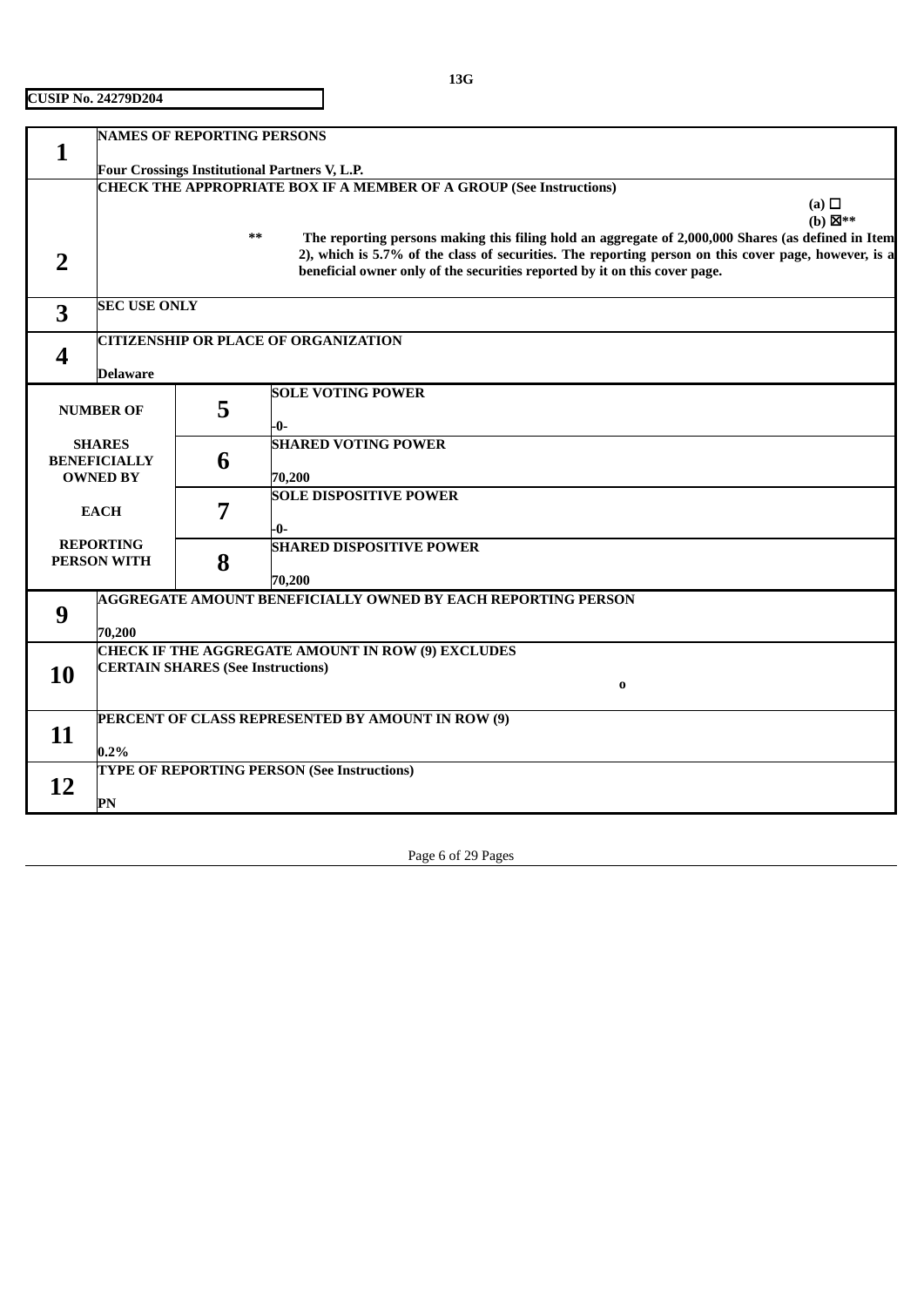13G

**CUSIP No. 24279D204**

| | | | |
|---|---|---|---|
| **1** | **NAMES OF REPORTING PERSONS**<br><br>**Four Crossings Institutional Partners V, L.P.** | | |
| **2** | **CHECK THE APPROPRIATE BOX IF A MEMBER OF A GROUP (See Instructions)**<br>(a) ☐<br>(b) ☒**<br><br>** The reporting persons making this filing hold an aggregate of 2,000,000 Shares (as defined in Item 2), which is 5.7% of the class of securities. The reporting person on this cover page, however, is a beneficial owner only of the securities reported by it on this cover page. | | |
| **3** | **SEC USE ONLY** | | |
| **4** | **CITIZENSHIP OR PLACE OF ORGANIZATION**<br><br>**Delaware** | | |
| **NUMBER OF SHARES BENEFICIALLY OWNED BY EACH REPORTING PERSON WITH** | **5** | **SOLE VOTING POWER**<br><br>-0- | |
| | **6** | **SHARED VOTING POWER**<br><br>70,200 | |
| | **7** | **SOLE DISPOSITIVE POWER**<br><br>-0- | |
| | **8** | **SHARED DISPOSITIVE POWER**<br><br>70,200 | |
| **9** | **AGGREGATE AMOUNT BENEFICIALLY OWNED BY EACH REPORTING PERSON**<br><br>70,200 | | |
| **10** | **CHECK IF THE AGGREGATE AMOUNT IN ROW (9) EXCLUDES CERTAIN SHARES (See Instructions)**<br>o | | |
| **11** | **PERCENT OF CLASS REPRESENTED BY AMOUNT IN ROW (9)**<br><br>0.2% | | |
| **12** | **TYPE OF REPORTING PERSON (See Instructions)**<br><br>PN | | |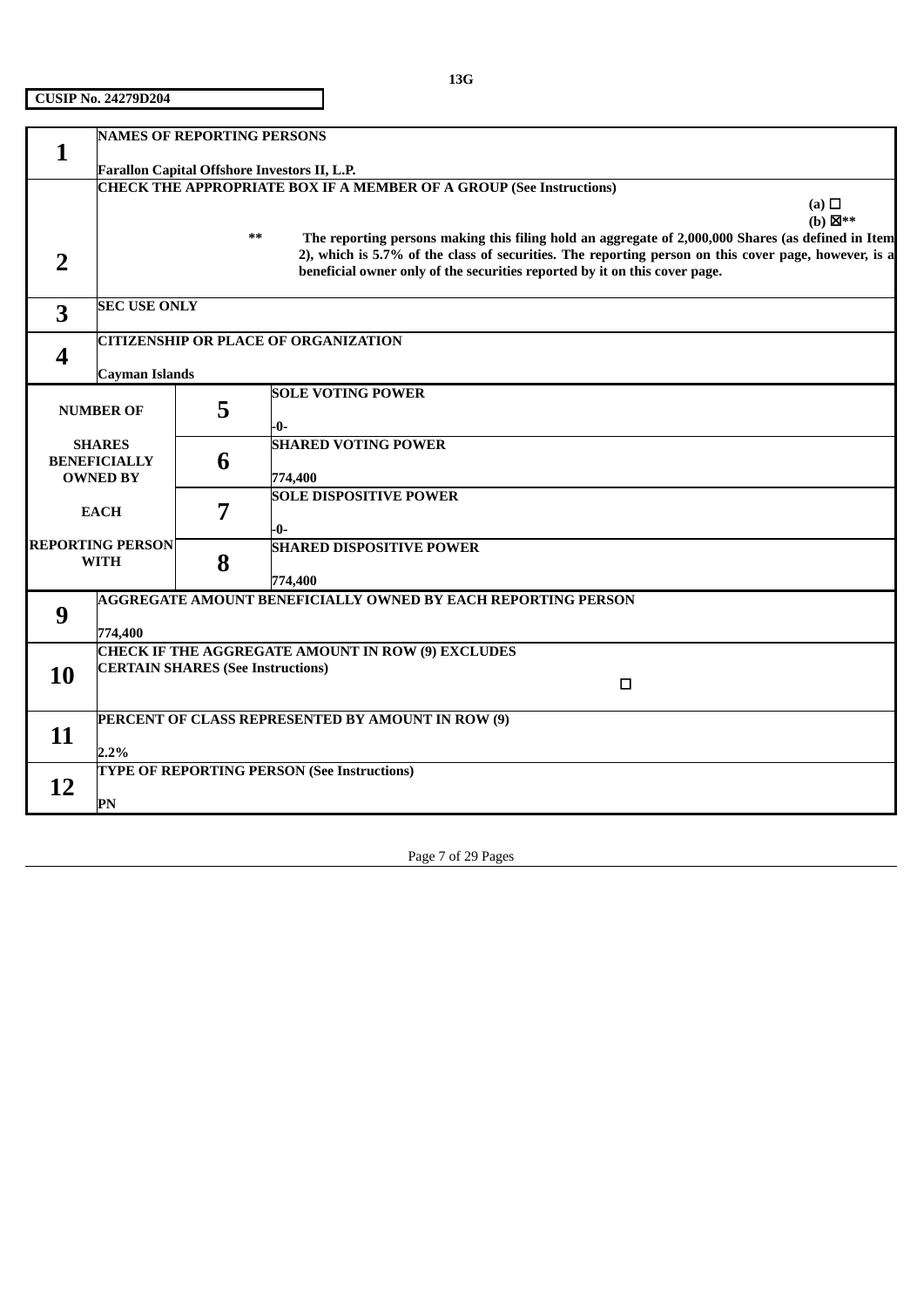13G

CUSIP No. 24279D204

| | | | |
|---|---|---|---|
| 1 | NAMES OF REPORTING PERSONS<br><br>Farallon Capital Offshore Investors II, L.P. | | |
| 2 | CHECK THE APPROPRIATE BOX IF A MEMBER OF A GROUP (See Instructions)<br>(a) ☐<br>(b) ☒**<br>** The reporting persons making this filing hold an aggregate of 2,000,000 Shares (as defined in Item 2), which is 5.7% of the class of securities. The reporting person on this cover page, however, is a beneficial owner only of the securities reported by it on this cover page. | | |
| 3 | SEC USE ONLY | | |
| 4 | CITIZENSHIP OR PLACE OF ORGANIZATION<br><br>Cayman Islands | | |
| NUMBER OF SHARES BENEFICIALLY OWNED BY EACH REPORTING PERSON WITH | 5 | SOLE VOTING POWER<br><br>-0- | |
| | 6 | SHARED VOTING POWER<br><br>774,400 | |
| | 7 | SOLE DISPOSITIVE POWER<br><br>-0- | |
| | 8 | SHARED DISPOSITIVE POWER<br><br>774,400 | |
| 9 | AGGREGATE AMOUNT BENEFICIALLY OWNED BY EACH REPORTING PERSON<br><br>774,400 | | |
| 10 | CHECK IF THE AGGREGATE AMOUNT IN ROW (9) EXCLUDES CERTAIN SHARES (See Instructions)<br>☐ | | |
| 11 | PERCENT OF CLASS REPRESENTED BY AMOUNT IN ROW (9)<br><br>2.2% | | |
| 12 | TYPE OF REPORTING PERSON (See Instructions)<br><br>PN | | |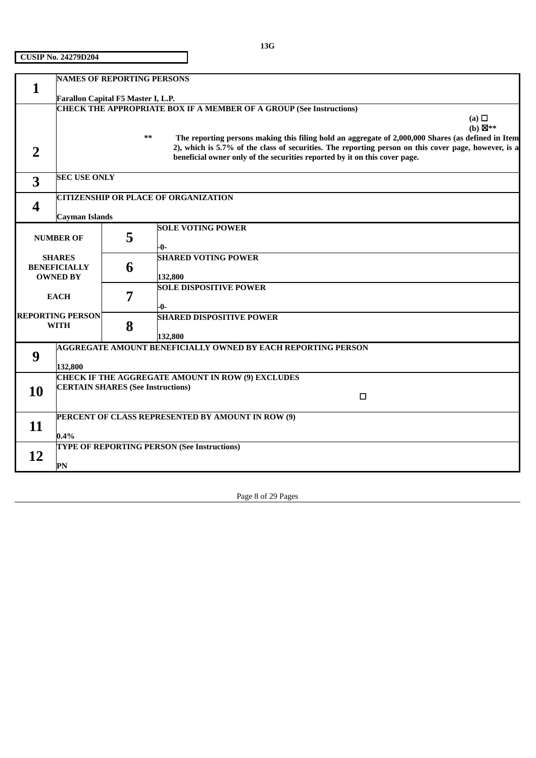13G

CUSIP No. 24279D204

| | | | |
|---|---|---|---|
| **1** | **NAMES OF REPORTING PERSONS**<br><br>**Farallon Capital F5 Master I, L.P.** | | |
| **2** | **CHECK THE APPROPRIATE BOX IF A MEMBER OF A GROUP (See Instructions)**<br>**(a) ☐**<br>**(b) ☒****<br><br>** **The reporting persons making this filing hold an aggregate of 2,000,000 Shares (as defined in Item 2), which is 5.7% of the class of securities. The reporting person on this cover page, however, is a beneficial owner only of the securities reported by it on this cover page.** | | |
| **3** | **SEC USE ONLY** | | |
| **4** | **CITIZENSHIP OR PLACE OF ORGANIZATION**<br><br>**Cayman Islands** | | |
| **NUMBER OF SHARES BENEFICIALLY OWNED BY EACH REPORTING PERSON WITH** | | **5** | **SOLE VOTING POWER**<br><br>**-0-** |
| | | **6** | **SHARED VOTING POWER**<br><br>**132,800** |
| | | **7** | **SOLE DISPOSITIVE POWER**<br><br>**-0-** |
| | | **8** | **SHARED DISPOSITIVE POWER**<br><br>**132,800** |
| **9** | **AGGREGATE AMOUNT BENEFICIALLY OWNED BY EACH REPORTING PERSON**<br><br>**132,800** | | |
| **10** | **CHECK IF THE AGGREGATE AMOUNT IN ROW (9) EXCLUDES CERTAIN SHARES (See Instructions)**<br>☐ | | |
| **11** | **PERCENT OF CLASS REPRESENTED BY AMOUNT IN ROW (9)**<br><br>**0.4%** | | |
| **12** | **TYPE OF REPORTING PERSON (See Instructions)**<br><br>**PN** | | |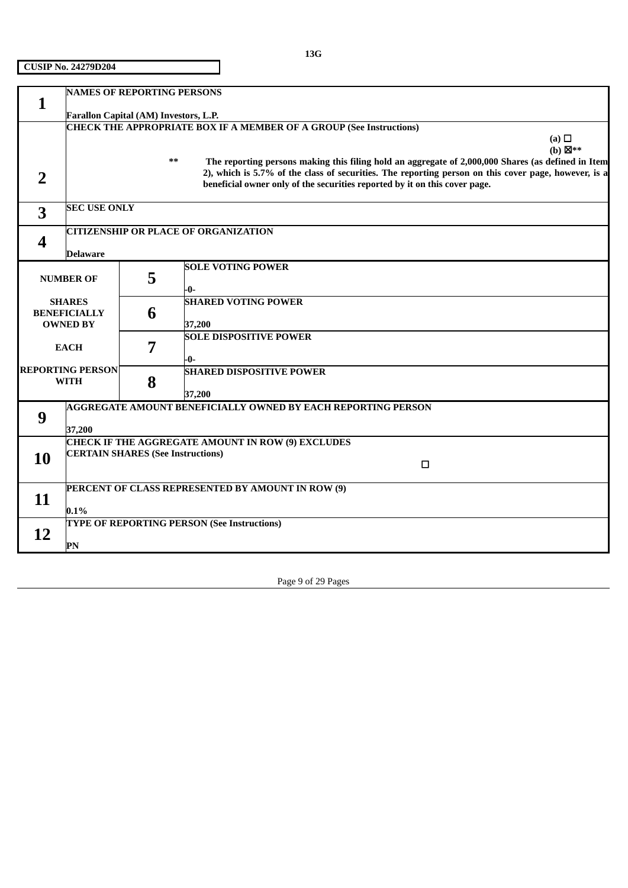13G

**CUSIP No. 24279D204**

| | | | |
|---|---|---|---|
| **1** | **NAMES OF REPORTING PERSONS**<br><br>**Farallon Capital (AM) Investors, L.P.** | | |
| **2** | **CHECK THE APPROPRIATE BOX IF A MEMBER OF A GROUP (See Instructions)**<br>**(a) ☐**<br>**(b) ☒****<br><br>** **The reporting persons making this filing hold an aggregate of 2,000,000 Shares (as defined in Item 2), which is 5.7% of the class of securities. The reporting person on this cover page, however, is a beneficial owner only of the securities reported by it on this cover page.** | | |
| **3** | **SEC USE ONLY** | | |
| **4** | **CITIZENSHIP OR PLACE OF ORGANIZATION**<br><br>**Delaware** | | |
| **NUMBER OF SHARES BENEFICIALLY OWNED BY EACH REPORTING PERSON WITH** | **5** | **SOLE VOTING POWER**<br><br>**-0-** | |
| | **6** | **SHARED VOTING POWER**<br><br>**37,200** | |
| | **7** | **SOLE DISPOSITIVE POWER**<br><br>**-0-** | |
| | **8** | **SHARED DISPOSITIVE POWER**<br><br>**37,200** | |
| **9** | **AGGREGATE AMOUNT BENEFICIALLY OWNED BY EACH REPORTING PERSON**<br><br>**37,200** | | |
| **10** | **CHECK IF THE AGGREGATE AMOUNT IN ROW (9) EXCLUDES CERTAIN SHARES (See Instructions)**<br>☐ | | |
| **11** | **PERCENT OF CLASS REPRESENTED BY AMOUNT IN ROW (9)**<br><br>**0.1%** | | |
| **12** | **TYPE OF REPORTING PERSON (See Instructions)**<br><br>**PN** | | |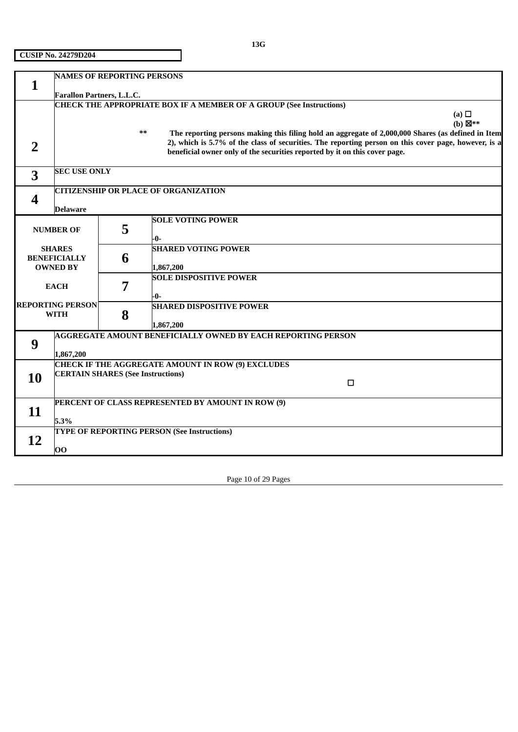**13G**

| CUSIP No. 24279D204 |
|---|

| | | | |
|---|---|---|---|
| **1** | **NAMES OF REPORTING PERSONS**<br><br>**Farallon Partners, L.L.C.** | | |
| **2** | **CHECK THE APPROPRIATE BOX IF A MEMBER OF A GROUP (See Instructions)**<br>(a) ☐<br>(b) ☒**<br><br>** The reporting persons making this filing hold an aggregate of 2,000,000 Shares (as defined in Item 2), which is 5.7% of the class of securities. The reporting person on this cover page, however, is a beneficial owner only of the securities reported by it on this cover page. | | |
| **3** | **SEC USE ONLY** | | |
| **4** | **CITIZENSHIP OR PLACE OF ORGANIZATION**<br><br>**Delaware** | | |
| **NUMBER OF SHARES BENEFICIALLY OWNED BY EACH REPORTING PERSON WITH** | **5** | **SOLE VOTING POWER**<br><br>**-0-** | |
| | **6** | **SHARED VOTING POWER**<br><br>**1,867,200** | |
| | **7** | **SOLE DISPOSITIVE POWER**<br><br>**-0-** | |
| | **8** | **SHARED DISPOSITIVE POWER**<br><br>**1,867,200** | |
| **9** | **AGGREGATE AMOUNT BENEFICIALLY OWNED BY EACH REPORTING PERSON**<br><br>**1,867,200** | | |
| **10** | **CHECK IF THE AGGREGATE AMOUNT IN ROW (9) EXCLUDES CERTAIN SHARES (See Instructions)**<br>☐ | | |
| **11** | **PERCENT OF CLASS REPRESENTED BY AMOUNT IN ROW (9)**<br><br>**5.3%** | | |
| **12** | **TYPE OF REPORTING PERSON (See Instructions)**<br><br>**OO** | | |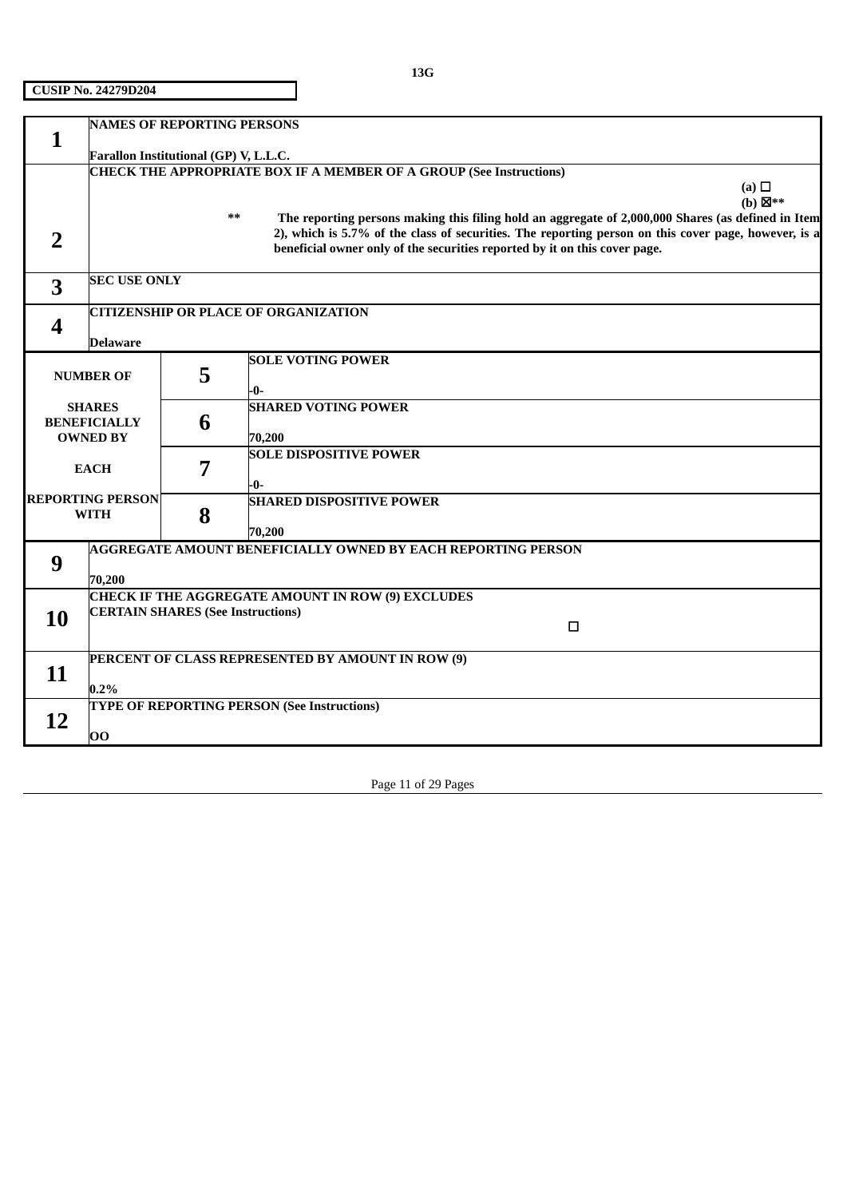13G

| CUSIP No. 24279D204 |
|---|

| | | | |
|---|---|---|---|
| 1 | NAMES OF REPORTING PERSONS<br><br>Farallon Institutional (GP) V, L.L.C. | | |
| 2 | CHECK THE APPROPRIATE BOX IF A MEMBER OF A GROUP (See Instructions)<br>(a) ☐<br>(b) ☒**<br><br>** The reporting persons making this filing hold an aggregate of 2,000,000 Shares (as defined in Item 2), which is 5.7% of the class of securities. The reporting person on this cover page, however, is a beneficial owner only of the securities reported by it on this cover page. | | |
| 3 | SEC USE ONLY | | |
| 4 | CITIZENSHIP OR PLACE OF ORGANIZATION<br><br>Delaware | | |
| NUMBER OF SHARES BENEFICIALLY OWNED BY EACH REPORTING PERSON WITH | 5 | SOLE VOTING POWER<br><br>-0- | |
| | 6 | SHARED VOTING POWER<br><br>70,200 | |
| | 7 | SOLE DISPOSITIVE POWER<br><br>-0- | |
| | 8 | SHARED DISPOSITIVE POWER<br><br>70,200 | |
| 9 | AGGREGATE AMOUNT BENEFICIALLY OWNED BY EACH REPORTING PERSON<br><br>70,200 | | |
| 10 | CHECK IF THE AGGREGATE AMOUNT IN ROW (9) EXCLUDES CERTAIN SHARES (See Instructions)<br>☐ | | |
| 11 | PERCENT OF CLASS REPRESENTED BY AMOUNT IN ROW (9)<br><br>0.2% | | |
| 12 | TYPE OF REPORTING PERSON (See Instructions)<br><br>OO | | |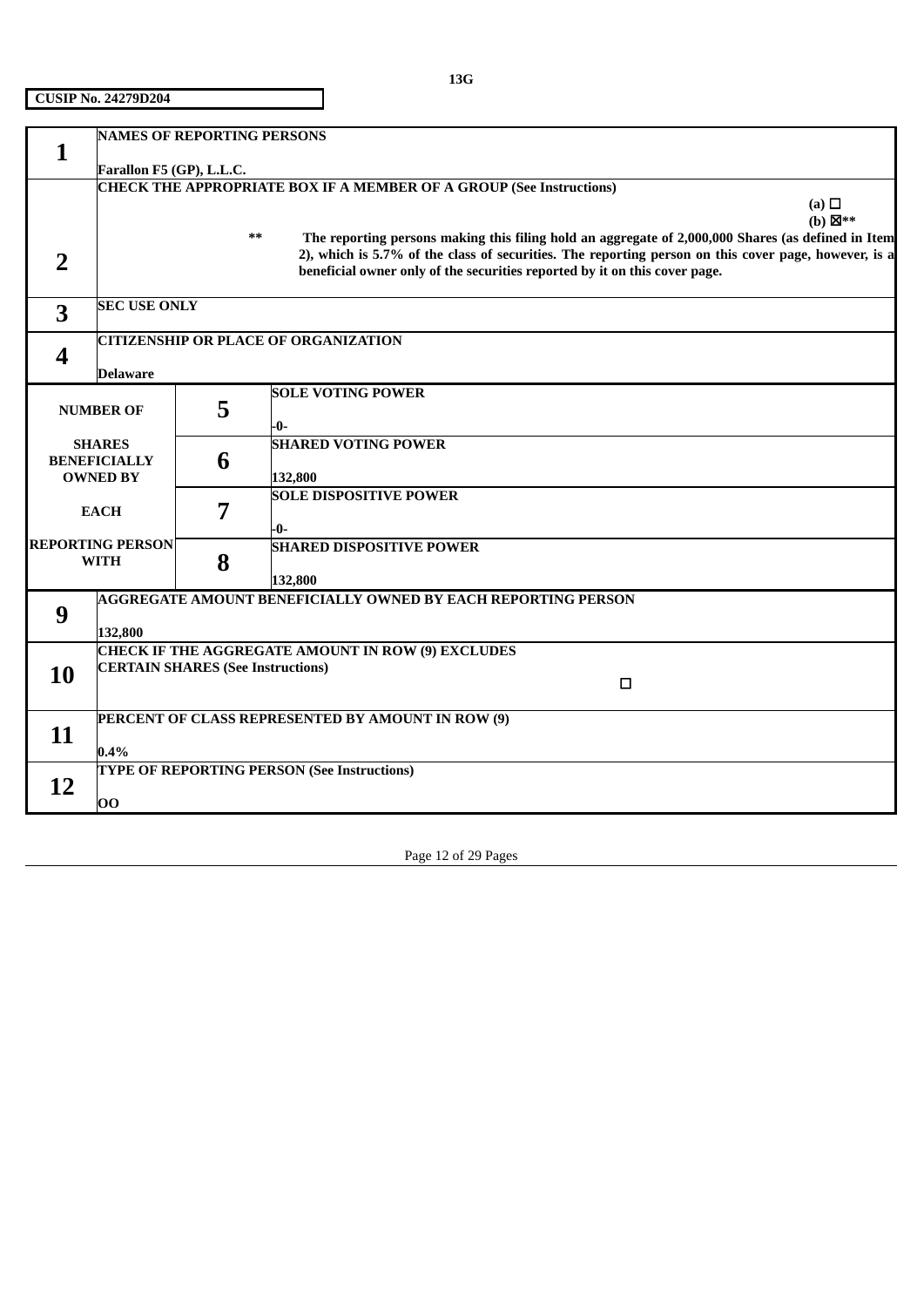13G

**CUSIP No. 24279D204**

| | | | |
|---|---|---|---|
| **1** | **NAMES OF REPORTING PERSONS**<br><br>**Farallon F5 (GP), L.L.C.** | | |
| **2** | **CHECK THE APPROPRIATE BOX IF A MEMBER OF A GROUP (See Instructions)**<br>**(a) ☐**<br>**(b) ☒\*\***<br>**\*\* The reporting persons making this filing hold an aggregate of 2,000,000 Shares (as defined in Item 2), which is 5.7% of the class of securities. The reporting person on this cover page, however, is a beneficial owner only of the securities reported by it on this cover page.** | | |
| **3** | **SEC USE ONLY** | | |
| **4** | **CITIZENSHIP OR PLACE OF ORGANIZATION**<br><br>**Delaware** | | |
| **NUMBER OF SHARES BENEFICIALLY OWNED BY EACH REPORTING PERSON WITH** | **5** | **SOLE VOTING POWER**<br><br>**-0-** | |
| | **6** | **SHARED VOTING POWER**<br><br>**132,800** | |
| | **7** | **SOLE DISPOSITIVE POWER**<br><br>**-0-** | |
| | **8** | **SHARED DISPOSITIVE POWER**<br><br>**132,800** | |
| **9** | **AGGREGATE AMOUNT BENEFICIALLY OWNED BY EACH REPORTING PERSON**<br><br>**132,800** | | |
| **10** | **CHECK IF THE AGGREGATE AMOUNT IN ROW (9) EXCLUDES CERTAIN SHARES (See Instructions)**<br>☐ | | |
| **11** | **PERCENT OF CLASS REPRESENTED BY AMOUNT IN ROW (9)**<br><br>**0.4%** | | |
| **12** | **TYPE OF REPORTING PERSON (See Instructions)**<br><br>**OO** | | |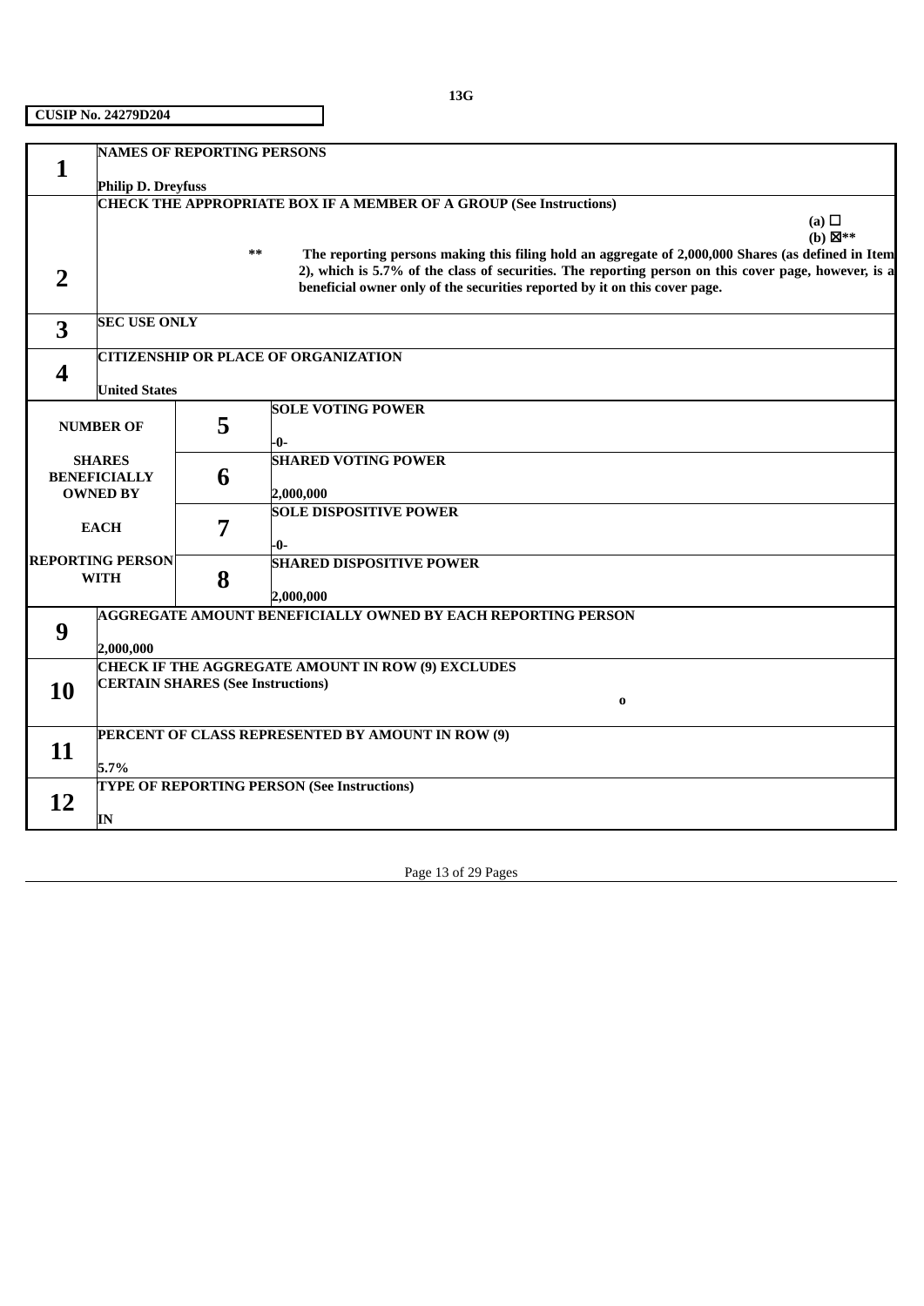**13G**

**CUSIP No. 24279D204**

| | | | |
|---|---|---|---|
| **1** | **NAMES OF REPORTING PERSONS**<br><br>**Philip D. Dreyfuss** | | |
| **2** | **CHECK THE APPROPRIATE BOX IF A MEMBER OF A GROUP (See Instructions)**<br>**(a) ☐**<br>**(b) ☒\*\***<br><br>**\*\* The reporting persons making this filing hold an aggregate of 2,000,000 Shares (as defined in Item 2), which is 5.7% of the class of securities. The reporting person on this cover page, however, is a beneficial owner only of the securities reported by it on this cover page.** | | |
| **3** | **SEC USE ONLY** | | |
| **4** | **CITIZENSHIP OR PLACE OF ORGANIZATION**<br><br>**United States** | | |
| **NUMBER OF SHARES BENEFICIALLY OWNED BY EACH REPORTING PERSON WITH** | **5** | **SOLE VOTING POWER**<br><br>**-0-** | |
| | **6** | **SHARED VOTING POWER**<br><br>**2,000,000** | |
| | **7** | **SOLE DISPOSITIVE POWER**<br><br>**-0-** | |
| | **8** | **SHARED DISPOSITIVE POWER**<br><br>**2,000,000** | |
| **9** | **AGGREGATE AMOUNT BENEFICIALLY OWNED BY EACH REPORTING PERSON**<br><br>**2,000,000** | | |
| **10** | **CHECK IF THE AGGREGATE AMOUNT IN ROW (9) EXCLUDES CERTAIN SHARES (See Instructions)**<br>**o** | | |
| **11** | **PERCENT OF CLASS REPRESENTED BY AMOUNT IN ROW (9)**<br><br>**5.7%** | | |
| **12** | **TYPE OF REPORTING PERSON (See Instructions)**<br><br>**IN** | | |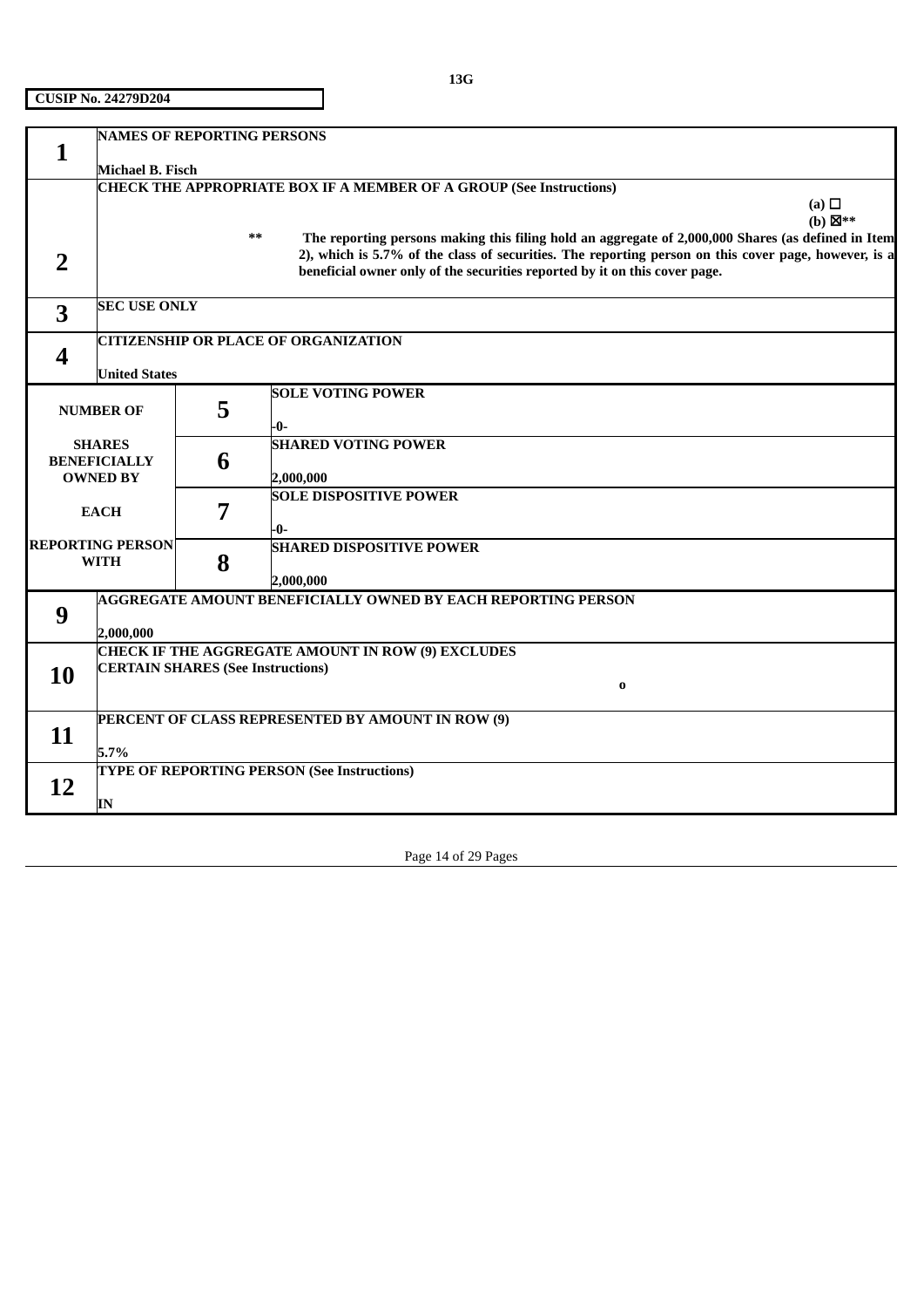13G

**CUSIP No. 24279D204**

| | | | |
|---|---|---|---|
| **1** | **NAMES OF REPORTING PERSONS**<br><br>**Michael B. Fisch** | | |
| **2** | **CHECK THE APPROPRIATE BOX IF A MEMBER OF A GROUP (See Instructions)**<br>**(a) ☐**<br>**(b) ☒\*\***<br><br>**\*\* The reporting persons making this filing hold an aggregate of 2,000,000 Shares (as defined in Item 2), which is 5.7% of the class of securities. The reporting person on this cover page, however, is a beneficial owner only of the securities reported by it on this cover page.** | | |
| **3** | **SEC USE ONLY** | | |
| **4** | **CITIZENSHIP OR PLACE OF ORGANIZATION**<br><br>**United States** | | |
| **NUMBER OF SHARES BENEFICIALLY OWNED BY EACH REPORTING PERSON WITH** | **5** | **SOLE VOTING POWER**<br><br>**-0-** | |
| | **6** | **SHARED VOTING POWER**<br><br>**2,000,000** | |
| | **7** | **SOLE DISPOSITIVE POWER**<br><br>**-0-** | |
| | **8** | **SHARED DISPOSITIVE POWER**<br><br>**2,000,000** | |
| **9** | **AGGREGATE AMOUNT BENEFICIALLY OWNED BY EACH REPORTING PERSON**<br><br>**2,000,000** | | |
| **10** | **CHECK IF THE AGGREGATE AMOUNT IN ROW (9) EXCLUDES CERTAIN SHARES (See Instructions)**<br>**o** | | |
| **11** | **PERCENT OF CLASS REPRESENTED BY AMOUNT IN ROW (9)**<br><br>**5.7%** | | |
| **12** | **TYPE OF REPORTING PERSON (See Instructions)**<br><br>**IN** | | |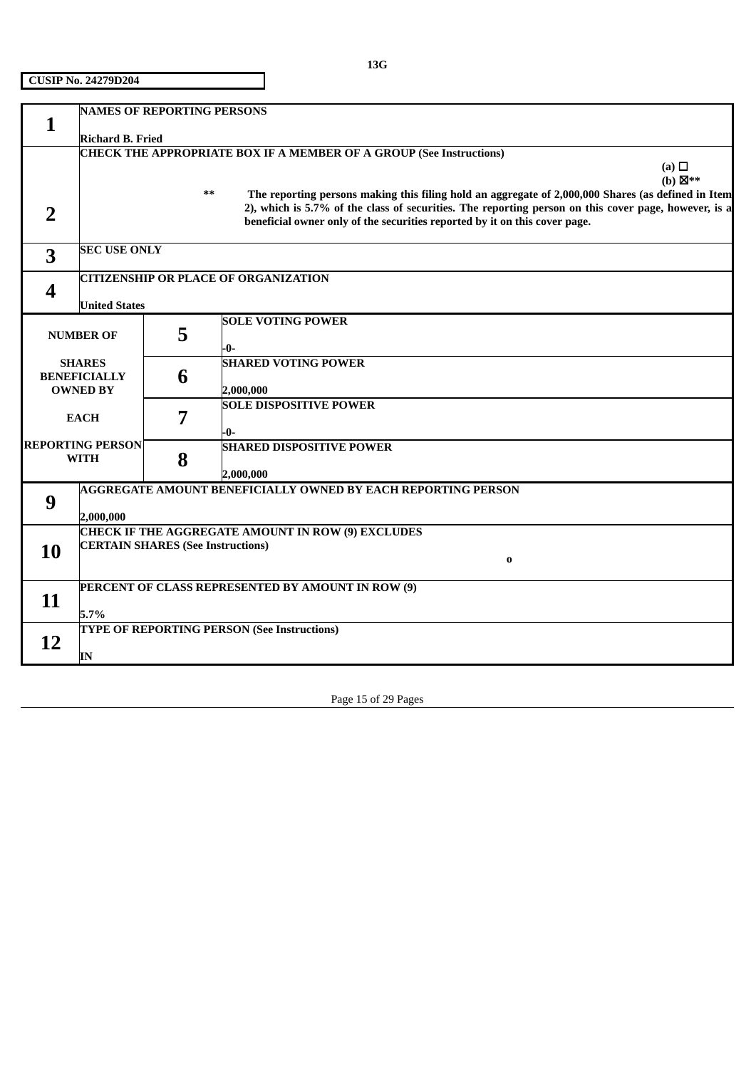13G

| CUSIP No. 24279D204 |
|---|

| | | | |
|---|---|---|---|
| **1** | **NAMES OF REPORTING PERSONS**<br><br>**Richard B. Fried** | | |
| **2** | **CHECK THE APPROPRIATE BOX IF A MEMBER OF A GROUP (See Instructions)**<br>(a) ☐<br>(b) ☒**<br><br>** The reporting persons making this filing hold an aggregate of 2,000,000 Shares (as defined in Item 2), which is 5.7% of the class of securities. The reporting person on this cover page, however, is a beneficial owner only of the securities reported by it on this cover page. | | |
| **3** | **SEC USE ONLY** | | |
| **4** | **CITIZENSHIP OR PLACE OF ORGANIZATION**<br><br>**United States** | | |
| **NUMBER OF SHARES BENEFICIALLY OWNED BY EACH REPORTING PERSON WITH** | **5** | **SOLE VOTING POWER**<br><br>**-0-** | |
| | **6** | **SHARED VOTING POWER**<br><br>**2,000,000** | |
| | **7** | **SOLE DISPOSITIVE POWER**<br><br>**-0-** | |
| | **8** | **SHARED DISPOSITIVE POWER**<br><br>**2,000,000** | |
| **9** | **AGGREGATE AMOUNT BENEFICIALLY OWNED BY EACH REPORTING PERSON**<br><br>**2,000,000** | | |
| **10** | **CHECK IF THE AGGREGATE AMOUNT IN ROW (9) EXCLUDES CERTAIN SHARES (See Instructions)**<br>o | | |
| **11** | **PERCENT OF CLASS REPRESENTED BY AMOUNT IN ROW (9)**<br><br>**5.7%** | | |
| **12** | **TYPE OF REPORTING PERSON (See Instructions)**<br><br>**IN** | | |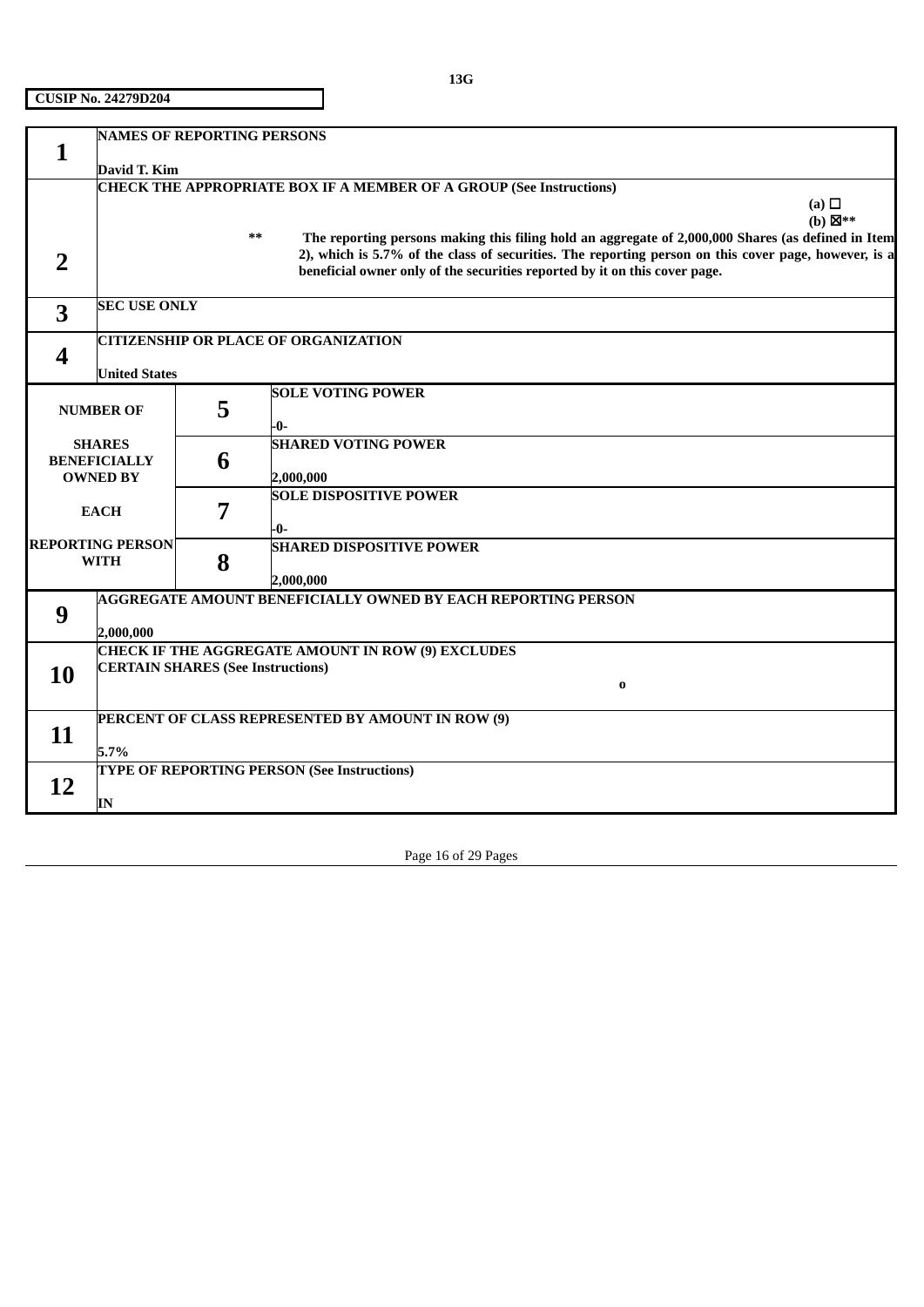13G

**CUSIP No. 24279D204**

| | | | |
|---|---|---|---|
| **1** | **NAMES OF REPORTING PERSONS**<br><br>**David T. Kim** | | |
| **2** | **CHECK THE APPROPRIATE BOX IF A MEMBER OF A GROUP (See Instructions)**<br>**(a) ☐**<br>**(b) ☒\*\***<br>**\*\* The reporting persons making this filing hold an aggregate of 2,000,000 Shares (as defined in Item 2), which is 5.7% of the class of securities. The reporting person on this cover page, however, is a beneficial owner only of the securities reported by it on this cover page.** | | |
| **3** | **SEC USE ONLY** | | |
| **4** | **CITIZENSHIP OR PLACE OF ORGANIZATION**<br><br>**United States** | | |
| **NUMBER OF SHARES BENEFICIALLY OWNED BY EACH REPORTING PERSON WITH** | | **5** | **SOLE VOTING POWER**<br><br>**-0-** |
| | | **6** | **SHARED VOTING POWER**<br><br>**2,000,000** |
| | | **7** | **SOLE DISPOSITIVE POWER**<br><br>**-0-** |
| | | **8** | **SHARED DISPOSITIVE POWER**<br><br>**2,000,000** |
| **9** | **AGGREGATE AMOUNT BENEFICIALLY OWNED BY EACH REPORTING PERSON**<br><br>**2,000,000** | | |
| **10** | **CHECK IF THE AGGREGATE AMOUNT IN ROW (9) EXCLUDES CERTAIN SHARES (See Instructions)**<br>**o** | | |
| **11** | **PERCENT OF CLASS REPRESENTED BY AMOUNT IN ROW (9)**<br><br>**5.7%** | | |
| **12** | **TYPE OF REPORTING PERSON (See Instructions)**<br><br>**IN** | | |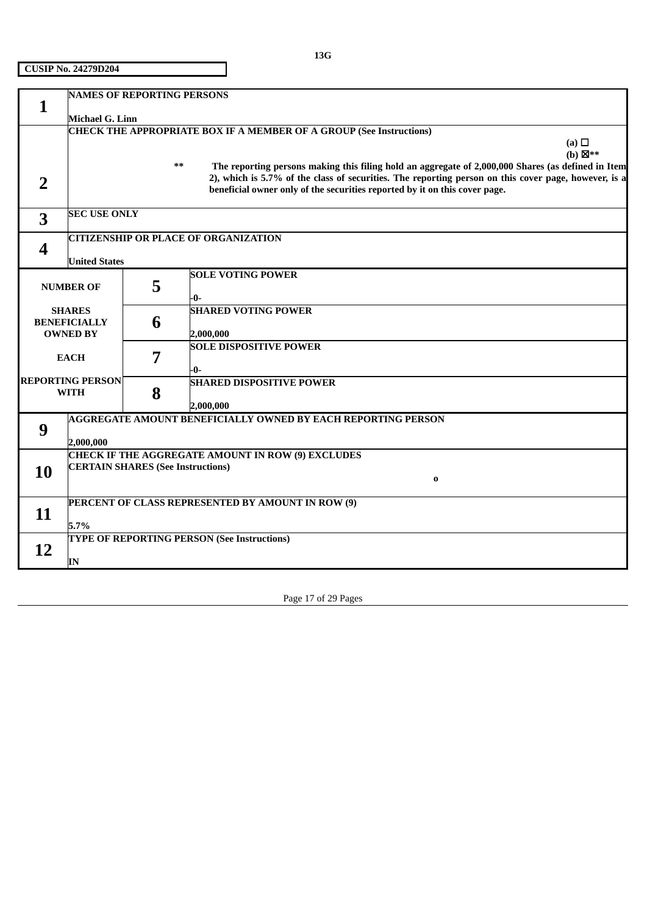13G

CUSIP No. 24279D204

| | | | |
|---|---|---|---|
| **1** | **NAMES OF REPORTING PERSONS**<br><br>**Michael G. Linn** | | |
| **2** | **CHECK THE APPROPRIATE BOX IF A MEMBER OF A GROUP (See Instructions)**<br>(a) ☐<br>(b) ☒**<br><br>** The reporting persons making this filing hold an aggregate of 2,000,000 Shares (as defined in Item 2), which is 5.7% of the class of securities. The reporting person on this cover page, however, is a beneficial owner only of the securities reported by it on this cover page. | | |
| **3** | **SEC USE ONLY** | | |
| **4** | **CITIZENSHIP OR PLACE OF ORGANIZATION**<br><br>**United States** | | |
| **NUMBER OF SHARES BENEFICIALLY OWNED BY EACH REPORTING PERSON WITH** | **5** | **SOLE VOTING POWER**<br><br>**-0-** | |
| | **6** | **SHARED VOTING POWER**<br><br>**2,000,000** | |
| | **7** | **SOLE DISPOSITIVE POWER**<br><br>**-0-** | |
| | **8** | **SHARED DISPOSITIVE POWER**<br><br>**2,000,000** | |
| **9** | **AGGREGATE AMOUNT BENEFICIALLY OWNED BY EACH REPORTING PERSON**<br><br>**2,000,000** | | |
| **10** | **CHECK IF THE AGGREGATE AMOUNT IN ROW (9) EXCLUDES CERTAIN SHARES (See Instructions)**<br>o | | |
| **11** | **PERCENT OF CLASS REPRESENTED BY AMOUNT IN ROW (9)**<br><br>**5.7%** | | |
| **12** | **TYPE OF REPORTING PERSON (See Instructions)**<br><br>**IN** | | |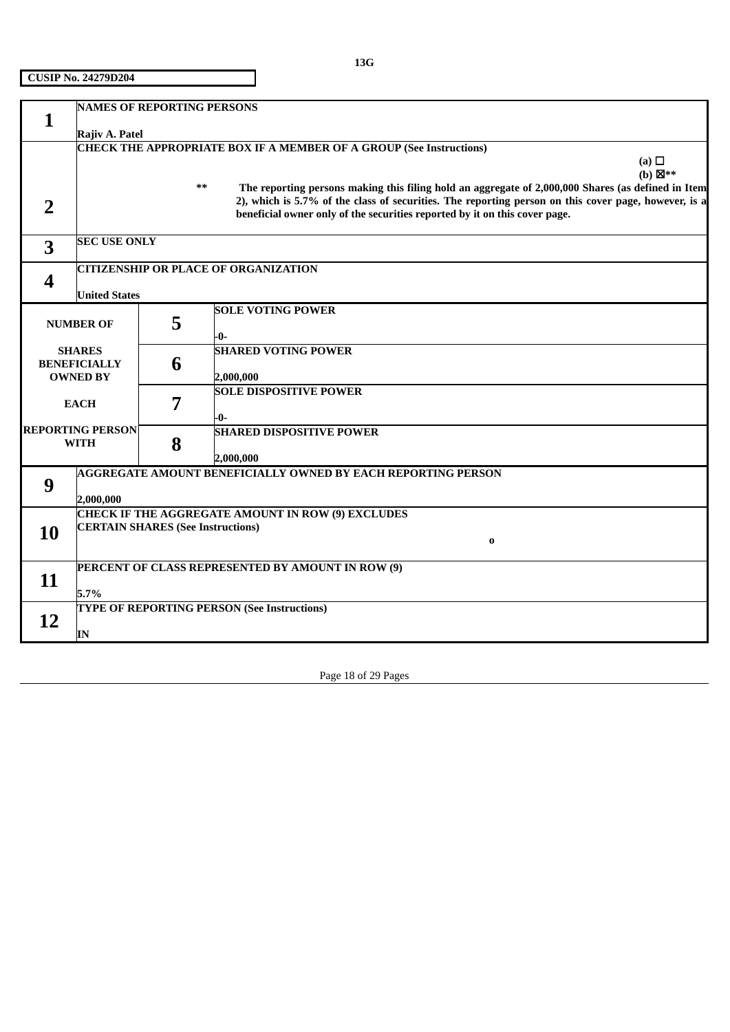13G

CUSIP No. 24279D204

| | | | |
|---|---|---|---|
| **1** | **NAMES OF REPORTING PERSONS**<br><br>**Rajiv A. Patel** | | |
| **2** | **CHECK THE APPROPRIATE BOX IF A MEMBER OF A GROUP (See Instructions)**<br>**(a) ☐**<br>**(b) ☒\*\***<br>**\*\* The reporting persons making this filing hold an aggregate of 2,000,000 Shares (as defined in Item 2), which is 5.7% of the class of securities. The reporting person on this cover page, however, is a beneficial owner only of the securities reported by it on this cover page.** | | |
| **3** | **SEC USE ONLY** | | |
| **4** | **CITIZENSHIP OR PLACE OF ORGANIZATION**<br><br>**United States** | | |
| **NUMBER OF SHARES BENEFICIALLY OWNED BY EACH REPORTING PERSON WITH** | | **5** | **SOLE VOTING POWER**<br><br>**-0-** |
| | | **6** | **SHARED VOTING POWER**<br><br>**2,000,000** |
| | | **7** | **SOLE DISPOSITIVE POWER**<br><br>**-0-** |
| | | **8** | **SHARED DISPOSITIVE POWER**<br><br>**2,000,000** |
| **9** | **AGGREGATE AMOUNT BENEFICIALLY OWNED BY EACH REPORTING PERSON**<br><br>**2,000,000** | | |
| **10** | **CHECK IF THE AGGREGATE AMOUNT IN ROW (9) EXCLUDES CERTAIN SHARES (See Instructions)**<br>**o** | | |
| **11** | **PERCENT OF CLASS REPRESENTED BY AMOUNT IN ROW (9)**<br><br>**5.7%** | | |
| **12** | **TYPE OF REPORTING PERSON (See Instructions)**<br><br>**IN** | | |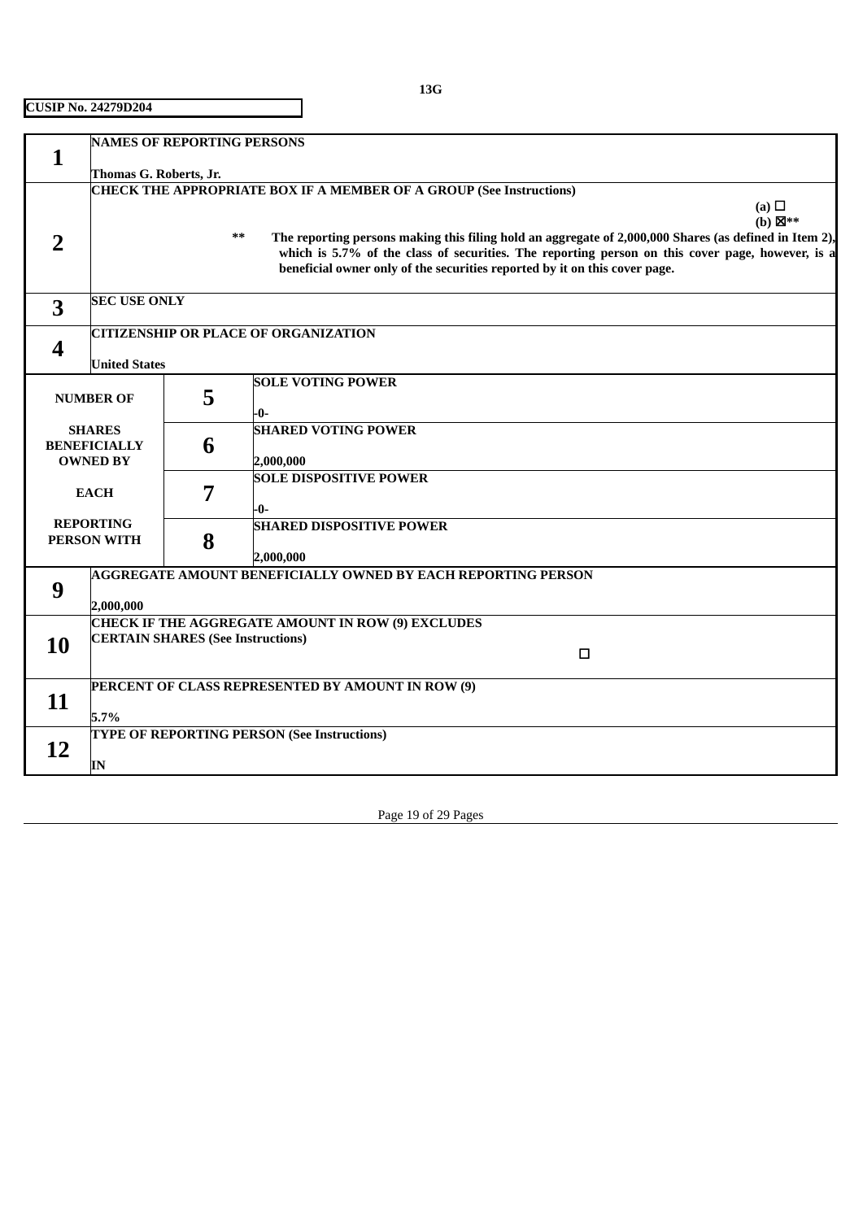13G

**CUSIP No. 24279D204**

| | | | |
|---|---|---|---|
| **1** | **NAMES OF REPORTING PERSONS**<br><br>**Thomas G. Roberts, Jr.** | | |
| **2** | **CHECK THE APPROPRIATE BOX IF A MEMBER OF A GROUP (See Instructions)**<br>**(a) ☐**<br>**(b) ☒\*\***<br>**\*\* The reporting persons making this filing hold an aggregate of 2,000,000 Shares (as defined in Item 2), which is 5.7% of the class of securities. The reporting person on this cover page, however, is a beneficial owner only of the securities reported by it on this cover page.** | | |
| **3** | **SEC USE ONLY** | | |
| **4** | **CITIZENSHIP OR PLACE OF ORGANIZATION**<br><br>**United States** | | |
| **NUMBER OF SHARES BENEFICIALLY OWNED BY EACH REPORTING PERSON WITH** | | **5** | **SOLE VOTING POWER**<br><br>**-0-** |
| | | **6** | **SHARED VOTING POWER**<br><br>**2,000,000** |
| | | **7** | **SOLE DISPOSITIVE POWER**<br><br>**-0-** |
| | | **8** | **SHARED DISPOSITIVE POWER**<br><br>**2,000,000** |
| **9** | **AGGREGATE AMOUNT BENEFICIALLY OWNED BY EACH REPORTING PERSON**<br><br>**2,000,000** | | |
| **10** | **CHECK IF THE AGGREGATE AMOUNT IN ROW (9) EXCLUDES CERTAIN SHARES (See Instructions)**<br>☐ | | |
| **11** | **PERCENT OF CLASS REPRESENTED BY AMOUNT IN ROW (9)**<br><br>**5.7%** | | |
| **12** | **TYPE OF REPORTING PERSON (See Instructions)**<br><br>**IN** | | |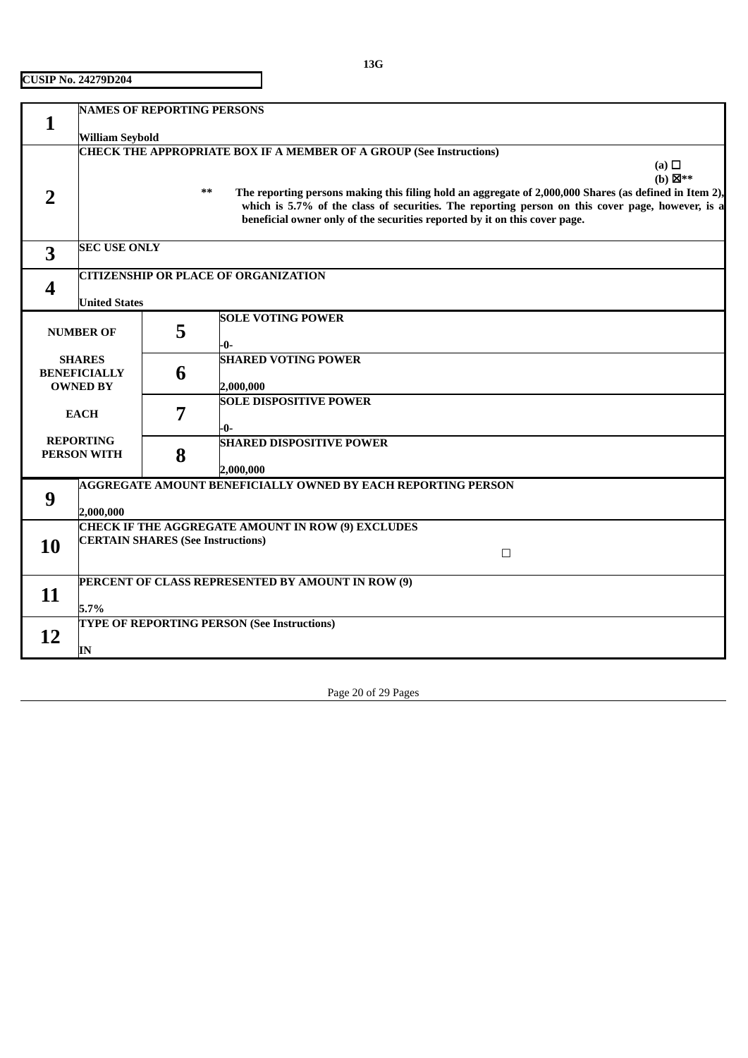13G

**CUSIP No. 24279D204**

| | | | |
|---|---|---|---|
| **1** | **NAMES OF REPORTING PERSONS**<br><br>**William Seybold** | | |
| **2** | **CHECK THE APPROPRIATE BOX IF A MEMBER OF A GROUP (See Instructions)**<br><br>**(a) ☐**<br>**(b) ☒\*\***<br><br>**\*\* The reporting persons making this filing hold an aggregate of 2,000,000 Shares (as defined in Item 2), which is 5.7% of the class of securities. The reporting person on this cover page, however, is a beneficial owner only of the securities reported by it on this cover page.** | | |
| **3** | **SEC USE ONLY** | | |
| **4** | **CITIZENSHIP OR PLACE OF ORGANIZATION**<br><br>**United States** | | |
| **NUMBER OF SHARES BENEFICIALLY OWNED BY EACH REPORTING PERSON WITH** | | **5** | **SOLE VOTING POWER**<br><br>**-0-** |
| | | **6** | **SHARED VOTING POWER**<br><br>**2,000,000** |
| | | **7** | **SOLE DISPOSITIVE POWER**<br><br>**-0-** |
| | | **8** | **SHARED DISPOSITIVE POWER**<br><br>**2,000,000** |
| **9** | **AGGREGATE AMOUNT BENEFICIALLY OWNED BY EACH REPORTING PERSON**<br><br>**2,000,000** | | |
| **10** | **CHECK IF THE AGGREGATE AMOUNT IN ROW (9) EXCLUDES CERTAIN SHARES (See Instructions)**<br><br>☐ | | |
| **11** | **PERCENT OF CLASS REPRESENTED BY AMOUNT IN ROW (9)**<br><br>**5.7%** | | |
| **12** | **TYPE OF REPORTING PERSON (See Instructions)**<br><br>**IN** | | |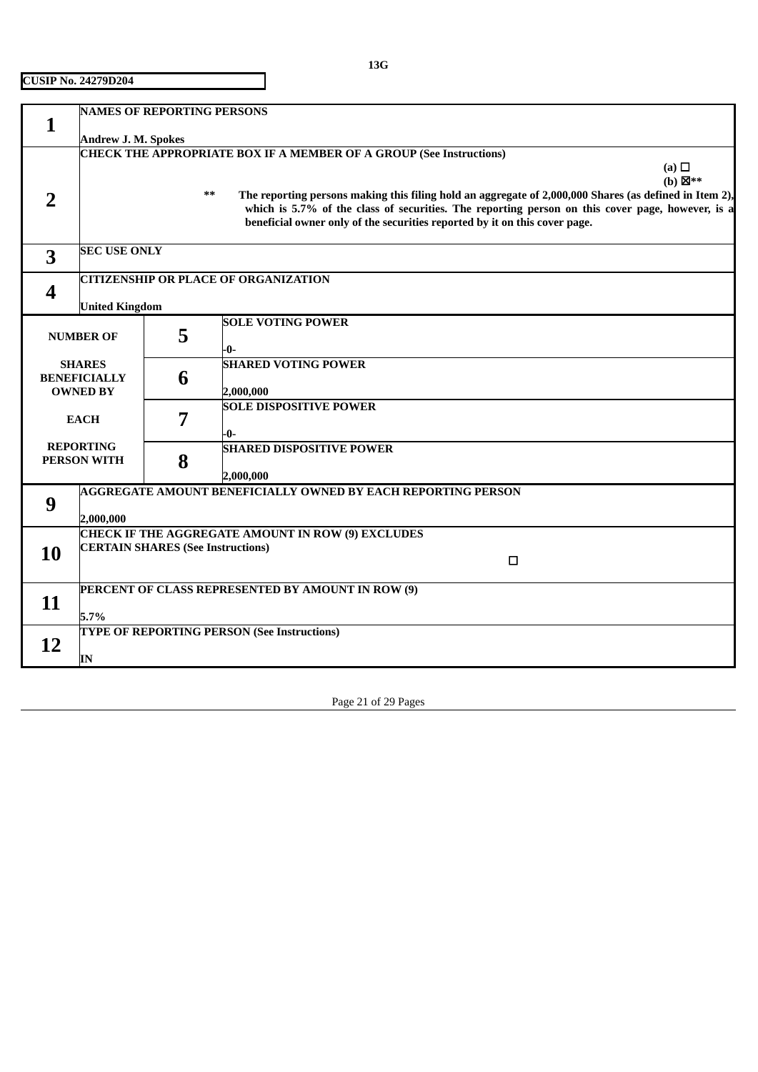13G

**CUSIP No. 24279D204**

| | | | |
|---|---|---|---|
| **1** | **NAMES OF REPORTING PERSONS**<br><br>**Andrew J. M. Spokes** | | |
| **2** | **CHECK THE APPROPRIATE BOX IF A MEMBER OF A GROUP (See Instructions)**<br>**(a) ☐**<br>**(b) ☒\*\***<br>**\*\* The reporting persons making this filing hold an aggregate of 2,000,000 Shares (as defined in Item 2), which is 5.7% of the class of securities. The reporting person on this cover page, however, is a beneficial owner only of the securities reported by it on this cover page.** | | |
| **3** | **SEC USE ONLY** | | |
| **4** | **CITIZENSHIP OR PLACE OF ORGANIZATION**<br><br>**United Kingdom** | | |
| **NUMBER OF SHARES BENEFICIALLY OWNED BY EACH REPORTING PERSON WITH** | | **5** | **SOLE VOTING POWER**<br><br>**-0-** |
| | | **6** | **SHARED VOTING POWER**<br><br>**2,000,000** |
| | | **7** | **SOLE DISPOSITIVE POWER**<br><br>**-0-** |
| | | **8** | **SHARED DISPOSITIVE POWER**<br><br>**2,000,000** |
| **9** | **AGGREGATE AMOUNT BENEFICIALLY OWNED BY EACH REPORTING PERSON**<br><br>**2,000,000** | | |
| **10** | **CHECK IF THE AGGREGATE AMOUNT IN ROW (9) EXCLUDES CERTAIN SHARES (See Instructions)**<br>☐ | | |
| **11** | **PERCENT OF CLASS REPRESENTED BY AMOUNT IN ROW (9)**<br><br>**5.7%** | | |
| **12** | **TYPE OF REPORTING PERSON (See Instructions)**<br><br>**IN** | | |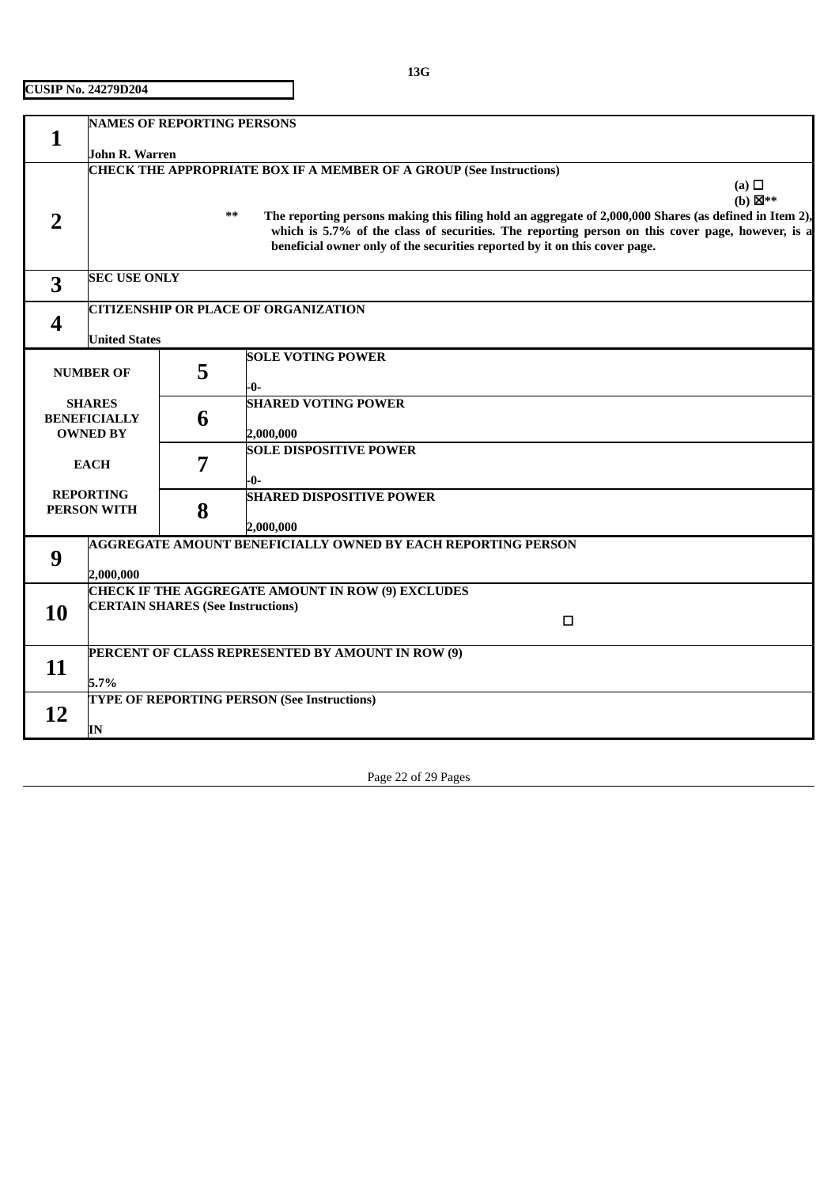13G

**CUSIP No. 24279D204**

| | | | |
|---|---|---|---|
| **1** | **NAMES OF REPORTING PERSONS**<br><br>**John R. Warren** | | |
| **2** | **CHECK THE APPROPRIATE BOX IF A MEMBER OF A GROUP (See Instructions)**<br>**(a) ☐**<br>**(b) ☒\*\***<br>**\*\* The reporting persons making this filing hold an aggregate of 2,000,000 Shares (as defined in Item 2), which is 5.7% of the class of securities. The reporting person on this cover page, however, is a beneficial owner only of the securities reported by it on this cover page.** | | |
| **3** | **SEC USE ONLY** | | |
| **4** | **CITIZENSHIP OR PLACE OF ORGANIZATION**<br><br>**United States** | | |
| **NUMBER OF SHARES BENEFICIALLY OWNED BY EACH REPORTING PERSON WITH** | | **5** | **SOLE VOTING POWER**<br><br>**-0-** |
| | | **6** | **SHARED VOTING POWER**<br><br>**2,000,000** |
| | | **7** | **SOLE DISPOSITIVE POWER**<br><br>**-0-** |
| | | **8** | **SHARED DISPOSITIVE POWER**<br><br>**2,000,000** |
| **9** | **AGGREGATE AMOUNT BENEFICIALLY OWNED BY EACH REPORTING PERSON**<br><br>**2,000,000** | | |
| **10** | **CHECK IF THE AGGREGATE AMOUNT IN ROW (9) EXCLUDES CERTAIN SHARES (See Instructions)**<br>☐ | | |
| **11** | **PERCENT OF CLASS REPRESENTED BY AMOUNT IN ROW (9)**<br><br>**5.7%** | | |
| **12** | **TYPE OF REPORTING PERSON (See Instructions)**<br><br>**IN** | | |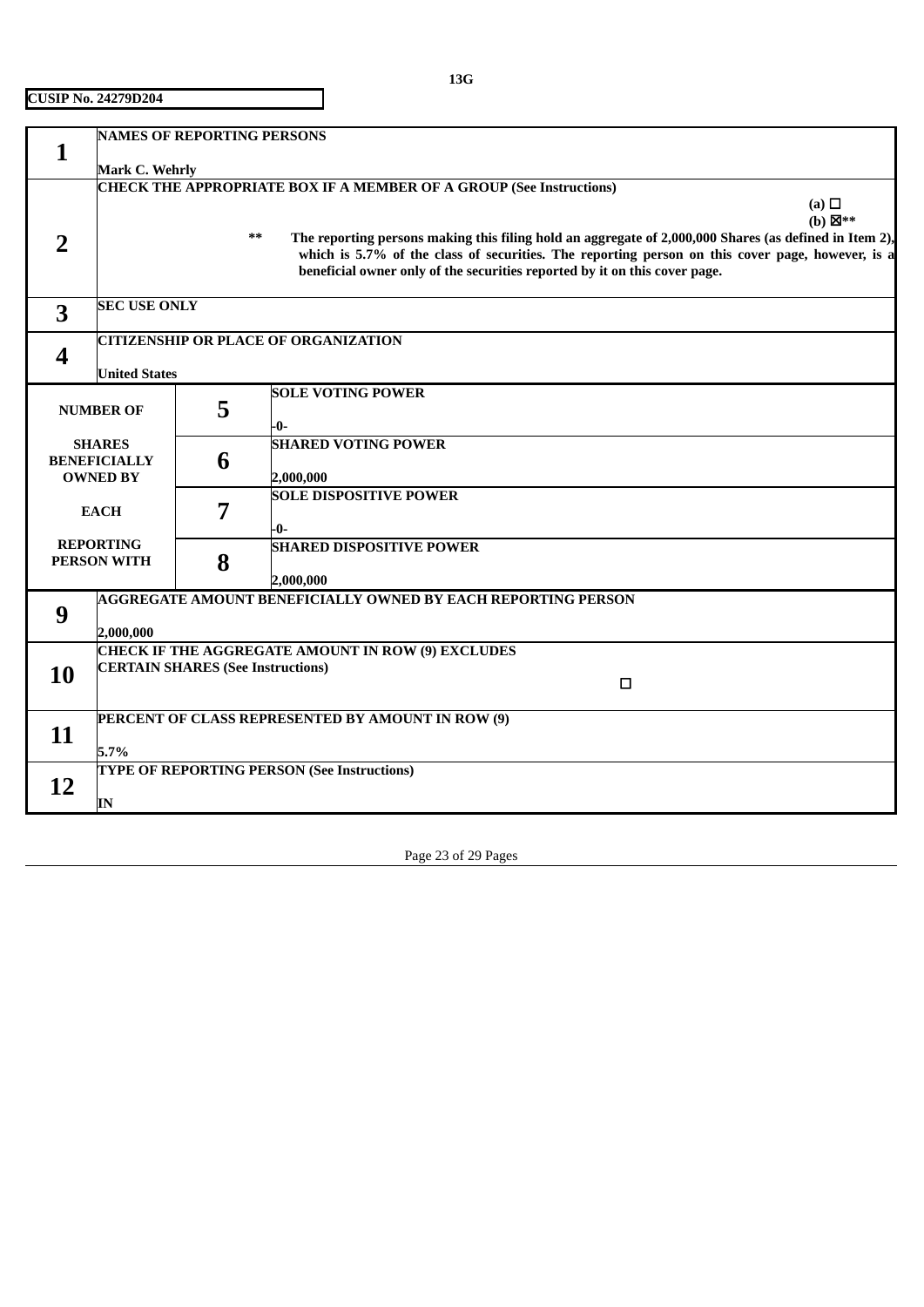13G

**CUSIP No. 24279D204**

| | | | |
|---|---|---|---|
| **1** | **NAMES OF REPORTING PERSONS**<br><br>**Mark C. Wehrly** | | |
| **2** | **CHECK THE APPROPRIATE BOX IF A MEMBER OF A GROUP (See Instructions)**<br>**(a) ☐**<br>**(b) ☒****<br><br>** **The reporting persons making this filing hold an aggregate of 2,000,000 Shares (as defined in Item 2), which is 5.7% of the class of securities. The reporting person on this cover page, however, is a beneficial owner only of the securities reported by it on this cover page.** | | |
| **3** | **SEC USE ONLY** | | |
| **4** | **CITIZENSHIP OR PLACE OF ORGANIZATION**<br><br>**United States** | | |
| **NUMBER OF SHARES BENEFICIALLY OWNED BY EACH REPORTING PERSON WITH** | **5** | **SOLE VOTING POWER**<br><br>**-0-** | |
| | **6** | **SHARED VOTING POWER**<br><br>**2,000,000** | |
| | **7** | **SOLE DISPOSITIVE POWER**<br><br>**-0-** | |
| | **8** | **SHARED DISPOSITIVE POWER**<br><br>**2,000,000** | |
| **9** | **AGGREGATE AMOUNT BENEFICIALLY OWNED BY EACH REPORTING PERSON**<br><br>**2,000,000** | | |
| **10** | **CHECK IF THE AGGREGATE AMOUNT IN ROW (9) EXCLUDES CERTAIN SHARES (See Instructions)**<br>☐ | | |
| **11** | **PERCENT OF CLASS REPRESENTED BY AMOUNT IN ROW (9)**<br><br>**5.7%** | | |
| **12** | **TYPE OF REPORTING PERSON (See Instructions)**<br><br>**IN** | | |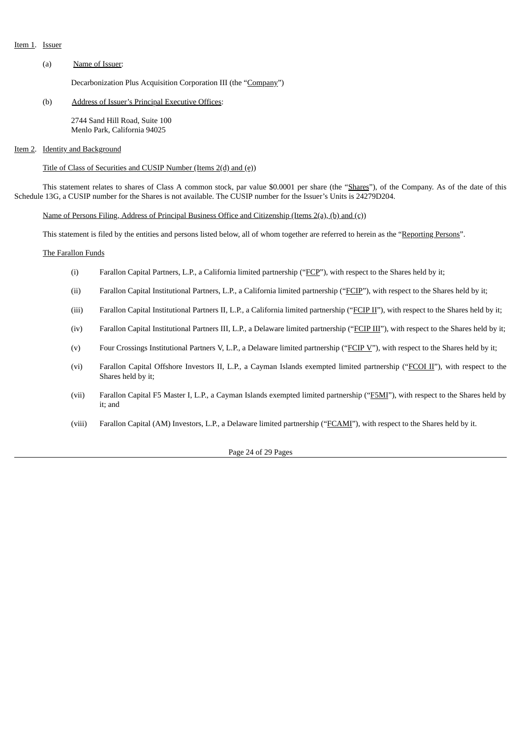Item 1. Issuer

(a) Name of Issuer:

Decarbonization Plus Acquisition Corporation III (the "Company")

(b) Address of Issuer's Principal Executive Offices:

2744 Sand Hill Road, Suite 100
Menlo Park, California 94025

Item 2. Identity and Background

Title of Class of Securities and CUSIP Number (Items 2(d) and (e))

This statement relates to shares of Class A common stock, par value $0.0001 per share (the "Shares"), of the Company. As of the date of this Schedule 13G, a CUSIP number for the Shares is not available. The CUSIP number for the Issuer's Units is 24279D204.

Name of Persons Filing, Address of Principal Business Office and Citizenship (Items 2(a), (b) and (c))

This statement is filed by the entities and persons listed below, all of whom together are referred to herein as the "Reporting Persons".

The Farallon Funds

(i) Farallon Capital Partners, L.P., a California limited partnership ("FCP"), with respect to the Shares held by it;

(ii) Farallon Capital Institutional Partners, L.P., a California limited partnership ("FCIP"), with respect to the Shares held by it;

(iii) Farallon Capital Institutional Partners II, L.P., a California limited partnership ("FCIP II"), with respect to the Shares held by it;

(iv) Farallon Capital Institutional Partners III, L.P., a Delaware limited partnership ("FCIP III"), with respect to the Shares held by it;

(v) Four Crossings Institutional Partners V, L.P., a Delaware limited partnership ("FCIP V"), with respect to the Shares held by it;

(vi) Farallon Capital Offshore Investors II, L.P., a Cayman Islands exempted limited partnership ("FCOI II"), with respect to the Shares held by it;

(vii) Farallon Capital F5 Master I, L.P., a Cayman Islands exempted limited partnership ("F5MI"), with respect to the Shares held by it; and

(viii) Farallon Capital (AM) Investors, L.P., a Delaware limited partnership ("FCAMI"), with respect to the Shares held by it.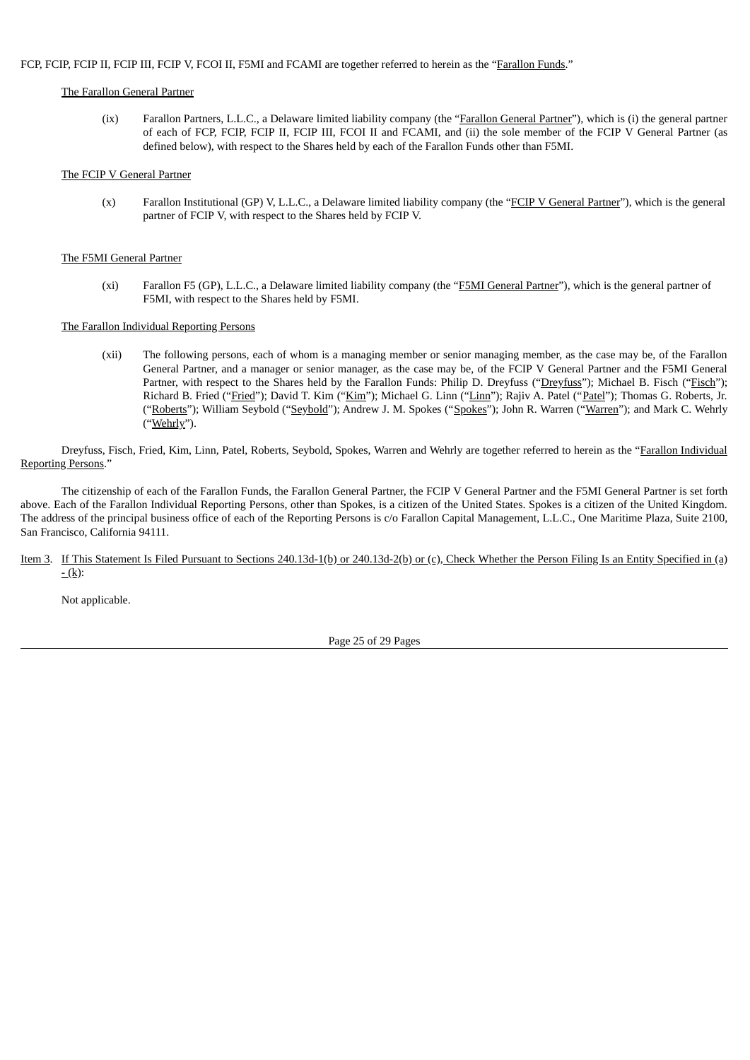FCP, FCIP, FCIP II, FCIP III, FCIP V, FCOI II, F5MI and FCAMI are together referred to herein as the "Farallon Funds."

The Farallon General Partner

(ix) Farallon Partners, L.L.C., a Delaware limited liability company (the "Farallon General Partner"), which is (i) the general partner of each of FCP, FCIP, FCIP II, FCIP III, FCOI II and FCAMI, and (ii) the sole member of the FCIP V General Partner (as defined below), with respect to the Shares held by each of the Farallon Funds other than F5MI.

The FCIP V General Partner

(x) Farallon Institutional (GP) V, L.L.C., a Delaware limited liability company (the "FCIP V General Partner"), which is the general partner of FCIP V, with respect to the Shares held by FCIP V.

The F5MI General Partner

(xi) Farallon F5 (GP), L.L.C., a Delaware limited liability company (the "F5MI General Partner"), which is the general partner of F5MI, with respect to the Shares held by F5MI.

The Farallon Individual Reporting Persons

(xii) The following persons, each of whom is a managing member or senior managing member, as the case may be, of the Farallon General Partner, and a manager or senior manager, as the case may be, of the FCIP V General Partner and the F5MI General Partner, with respect to the Shares held by the Farallon Funds: Philip D. Dreyfuss ("Dreyfuss"); Michael B. Fisch ("Fisch"); Richard B. Fried ("Fried"); David T. Kim ("Kim"); Michael G. Linn ("Linn"); Rajiv A. Patel ("Patel"); Thomas G. Roberts, Jr. ("Roberts"); William Seybold ("Seybold"); Andrew J. M. Spokes ("Spokes"); John R. Warren ("Warren"); and Mark C. Wehrly ("Wehrly").

Dreyfuss, Fisch, Fried, Kim, Linn, Patel, Roberts, Seybold, Spokes, Warren and Wehrly are together referred to herein as the "Farallon Individual Reporting Persons."

The citizenship of each of the Farallon Funds, the Farallon General Partner, the FCIP V General Partner and the F5MI General Partner is set forth above. Each of the Farallon Individual Reporting Persons, other than Spokes, is a citizen of the United States. Spokes is a citizen of the United Kingdom. The address of the principal business office of each of the Reporting Persons is c/o Farallon Capital Management, L.L.C., One Maritime Plaza, Suite 2100, San Francisco, California 94111.

Item 3. If This Statement Is Filed Pursuant to Sections 240.13d-1(b) or 240.13d-2(b) or (c), Check Whether the Person Filing Is an Entity Specified in (a) - (k):

Not applicable.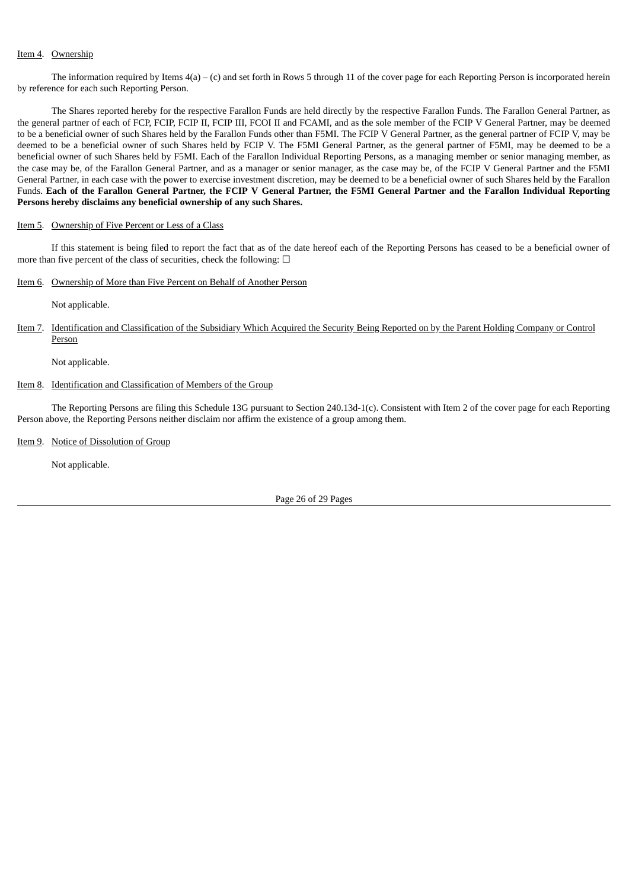Item 4. Ownership

The information required by Items 4(a) – (c) and set forth in Rows 5 through 11 of the cover page for each Reporting Person is incorporated herein by reference for each such Reporting Person.

The Shares reported hereby for the respective Farallon Funds are held directly by the respective Farallon Funds. The Farallon General Partner, as the general partner of each of FCP, FCIP, FCIP II, FCIP III, FCOI II and FCAMI, and as the sole member of the FCIP V General Partner, may be deemed to be a beneficial owner of such Shares held by the Farallon Funds other than F5MI. The FCIP V General Partner, as the general partner of FCIP V, may be deemed to be a beneficial owner of such Shares held by FCIP V. The F5MI General Partner, as the general partner of F5MI, may be deemed to be a beneficial owner of such Shares held by F5MI. Each of the Farallon Individual Reporting Persons, as a managing member or senior managing member, as the case may be, of the Farallon General Partner, and as a manager or senior manager, as the case may be, of the FCIP V General Partner and the F5MI General Partner, in each case with the power to exercise investment discretion, may be deemed to be a beneficial owner of such Shares held by the Farallon Funds. **Each of the Farallon General Partner, the FCIP V General Partner, the F5MI General Partner and the Farallon Individual Reporting Persons hereby disclaims any beneficial ownership of any such Shares.**

Item 5. Ownership of Five Percent or Less of a Class

If this statement is being filed to report the fact that as of the date hereof each of the Reporting Persons has ceased to be a beneficial owner of more than five percent of the class of securities, check the following: ☐

Item 6. Ownership of More than Five Percent on Behalf of Another Person

Not applicable.

Item 7. Identification and Classification of the Subsidiary Which Acquired the Security Being Reported on by the Parent Holding Company or Control Person

Not applicable.

Item 8. Identification and Classification of Members of the Group

The Reporting Persons are filing this Schedule 13G pursuant to Section 240.13d-1(c). Consistent with Item 2 of the cover page for each Reporting Person above, the Reporting Persons neither disclaim nor affirm the existence of a group among them.

Item 9. Notice of Dissolution of Group

Not applicable.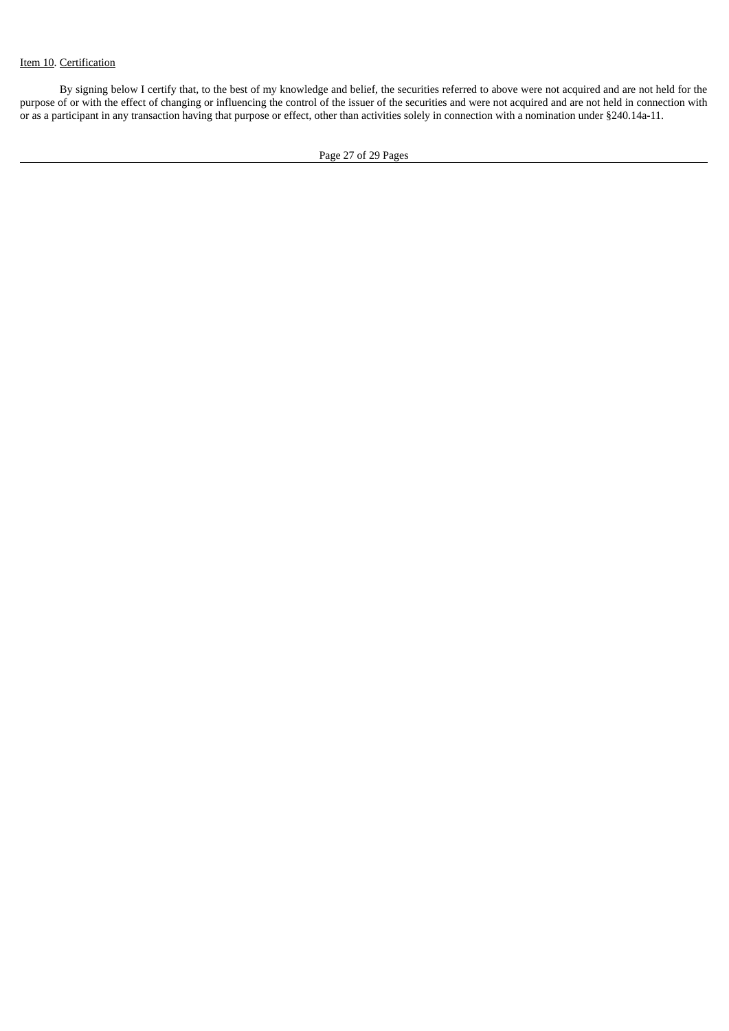Item 10. Certification

By signing below I certify that, to the best of my knowledge and belief, the securities referred to above were not acquired and are not held for the purpose of or with the effect of changing or influencing the control of the issuer of the securities and were not acquired and are not held in connection with or as a participant in any transaction having that purpose or effect, other than activities solely in connection with a nomination under §240.14a-11.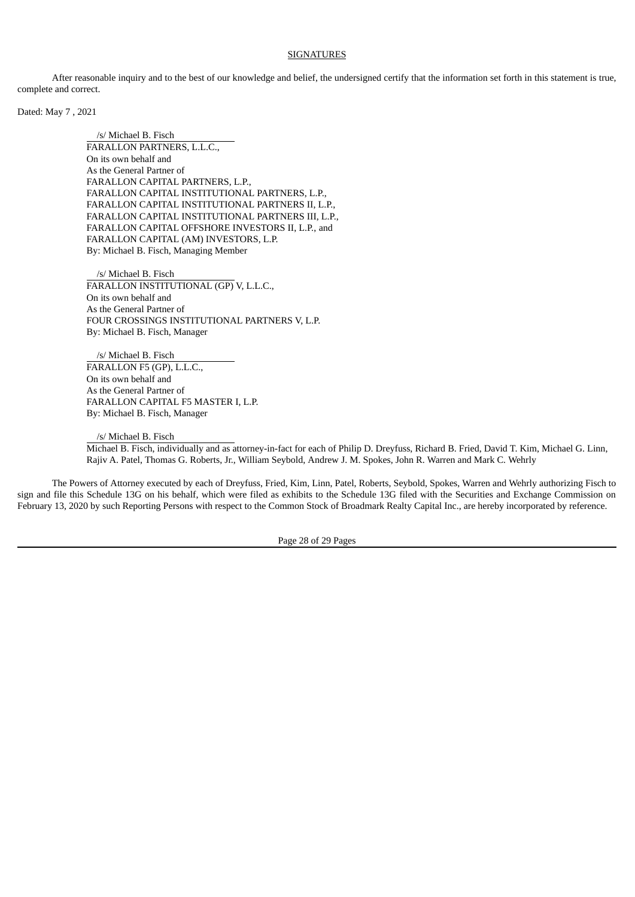<u>SIGNATURES</u>

After reasonable inquiry and to the best of our knowledge and belief, the undersigned certify that the information set forth in this statement is true, complete and correct.

Dated: May 7 , 2021

/s/ Michael B. Fisch
FARALLON PARTNERS, L.L.C.,
On its own behalf and
As the General Partner of
FARALLON CAPITAL PARTNERS, L.P.,
FARALLON CAPITAL INSTITUTIONAL PARTNERS, L.P.,
FARALLON CAPITAL INSTITUTIONAL PARTNERS II, L.P.,
FARALLON CAPITAL INSTITUTIONAL PARTNERS III, L.P.,
FARALLON CAPITAL OFFSHORE INVESTORS II, L.P., and
FARALLON CAPITAL (AM) INVESTORS, L.P.
By: Michael B. Fisch, Managing Member

/s/ Michael B. Fisch
FARALLON INSTITUTIONAL (GP) V, L.L.C.,
On its own behalf and
As the General Partner of
FOUR CROSSINGS INSTITUTIONAL PARTNERS V, L.P.
By: Michael B. Fisch, Manager

/s/ Michael B. Fisch
FARALLON F5 (GP), L.L.C.,
On its own behalf and
As the General Partner of
FARALLON CAPITAL F5 MASTER I, L.P.
By: Michael B. Fisch, Manager

/s/ Michael B. Fisch
Michael B. Fisch, individually and as attorney-in-fact for each of Philip D. Dreyfuss, Richard B. Fried, David T. Kim, Michael G. Linn, Rajiv A. Patel, Thomas G. Roberts, Jr., William Seybold, Andrew J. M. Spokes, John R. Warren and Mark C. Wehrly

The Powers of Attorney executed by each of Dreyfuss, Fried, Kim, Linn, Patel, Roberts, Seybold, Spokes, Warren and Wehrly authorizing Fisch to sign and file this Schedule 13G on his behalf, which were filed as exhibits to the Schedule 13G filed with the Securities and Exchange Commission on February 13, 2020 by such Reporting Persons with respect to the Common Stock of Broadmark Realty Capital Inc., are hereby incorporated by reference.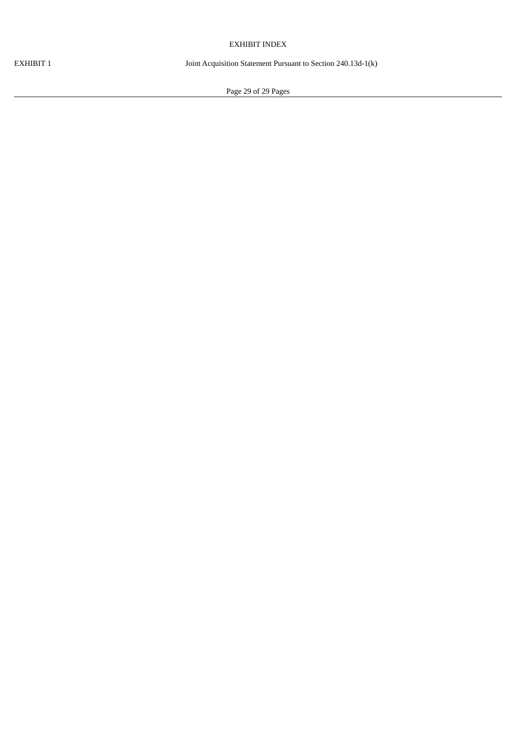EXHIBIT INDEX

| | |
|---|---|
| EXHIBIT 1 | Joint Acquisition Statement Pursuant to Section 240.13d-1(k) |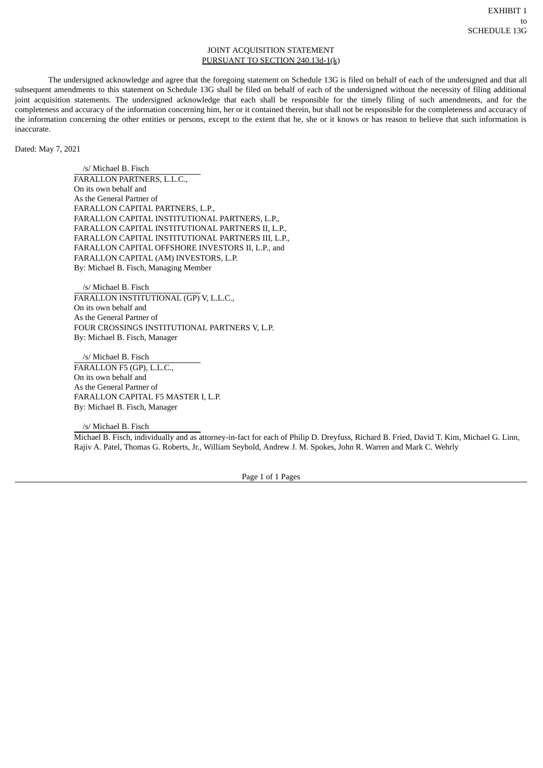EXHIBIT 1
to
SCHEDULE 13G

JOINT ACQUISITION STATEMENT
PURSUANT TO SECTION 240.13d-1(k)

The undersigned acknowledge and agree that the foregoing statement on Schedule 13G is filed on behalf of each of the undersigned and that all subsequent amendments to this statement on Schedule 13G shall be filed on behalf of each of the undersigned without the necessity of filing additional joint acquisition statements. The undersigned acknowledge that each shall be responsible for the timely filing of such amendments, and for the completeness and accuracy of the information concerning him, her or it contained therein, but shall not be responsible for the completeness and accuracy of the information concerning the other entities or persons, except to the extent that he, she or it knows or has reason to believe that such information is inaccurate.

Dated: May 7, 2021

/s/ Michael B. Fisch
FARALLON PARTNERS, L.L.C.,
On its own behalf and
As the General Partner of
FARALLON CAPITAL PARTNERS, L.P.,
FARALLON CAPITAL INSTITUTIONAL PARTNERS, L.P.,
FARALLON CAPITAL INSTITUTIONAL PARTNERS II, L.P.,
FARALLON CAPITAL INSTITUTIONAL PARTNERS III, L.P.,
FARALLON CAPITAL OFFSHORE INVESTORS II, L.P., and
FARALLON CAPITAL (AM) INVESTORS, L.P.
By: Michael B. Fisch, Managing Member

/s/ Michael B. Fisch
FARALLON INSTITUTIONAL (GP) V, L.L.C.,
On its own behalf and
As the General Partner of
FOUR CROSSINGS INSTITUTIONAL PARTNERS V, L.P.
By: Michael B. Fisch, Manager

/s/ Michael B. Fisch
FARALLON F5 (GP), L.L.C.,
On its own behalf and
As the General Partner of
FARALLON CAPITAL F5 MASTER I, L.P.
By: Michael B. Fisch, Manager

/s/ Michael B. Fisch
Michael B. Fisch, individually and as attorney-in-fact for each of Philip D. Dreyfuss, Richard B. Fried, David T. Kim, Michael G. Linn, Rajiv A. Patel, Thomas G. Roberts, Jr., William Seybold, Andrew J. M. Spokes, John R. Warren and Mark C. Wehrly